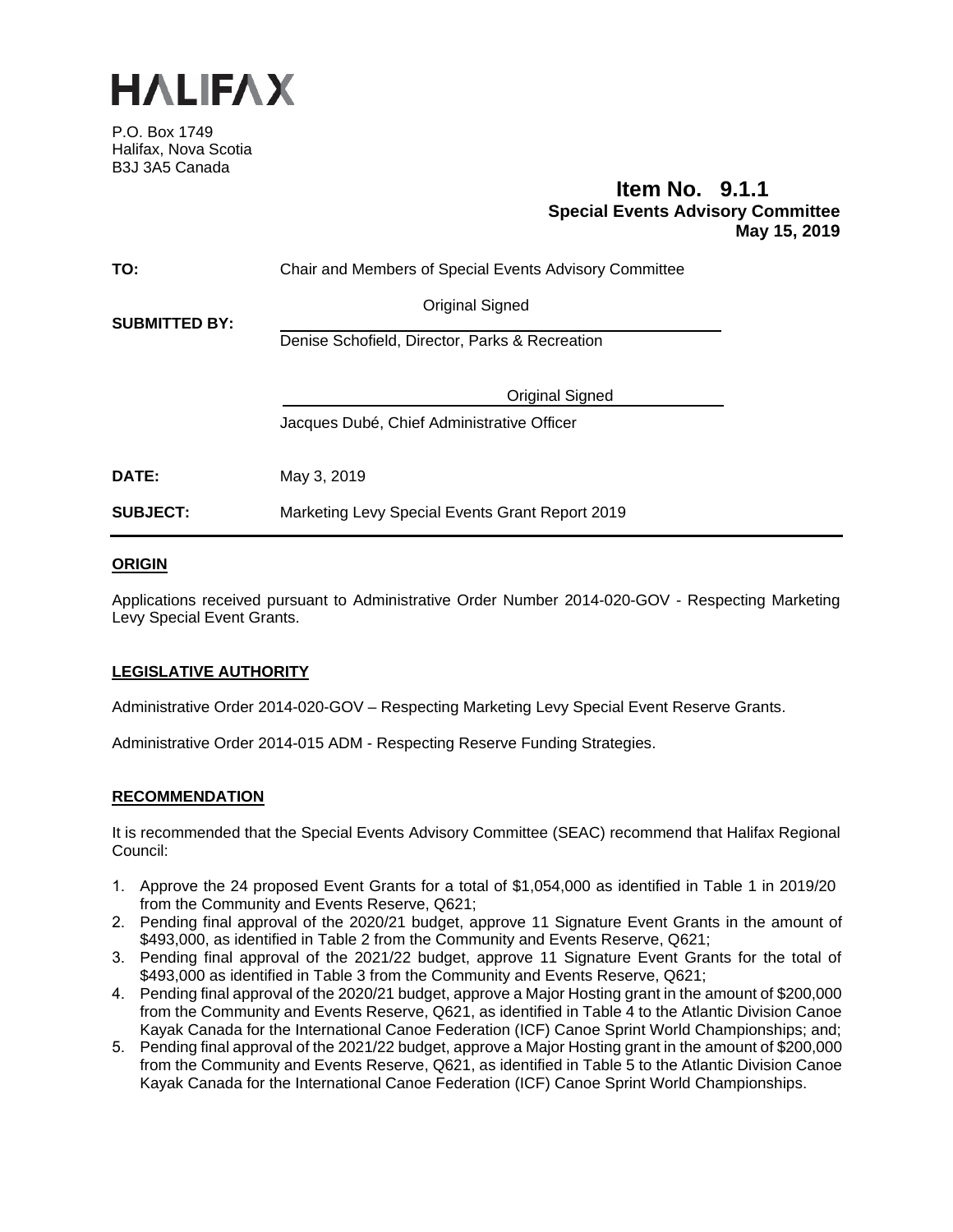# HALIFAX

P.O. Box 1749
Halifax, Nova Scotia
B3J 3A5 Canada

**Item No. 9.1.1**
**Special Events Advisory Committee**
**May 15, 2019**

| | |
|---|---|
| **TO:** | Chair and Members of Special Events Advisory Committee |
| **SUBMITTED BY:** | Original Signed<br>Denise Schofield, Director, Parks & Recreation |
| | Original Signed<br>Jacques Dubé, Chief Administrative Officer |
| **DATE:** | May 3, 2019 |
| **SUBJECT:** | Marketing Levy Special Events Grant Report 2019 |

## ORIGIN

Applications received pursuant to Administrative Order Number 2014-020-GOV - Respecting Marketing Levy Special Event Grants.

## LEGISLATIVE AUTHORITY

Administrative Order 2014-020-GOV – Respecting Marketing Levy Special Event Reserve Grants.

Administrative Order 2014-015 ADM - Respecting Reserve Funding Strategies.

## RECOMMENDATION

It is recommended that the Special Events Advisory Committee (SEAC) recommend that Halifax Regional Council:

1. Approve the 24 proposed Event Grants for a total of $1,054,000 as identified in Table 1 in 2019/20 from the Community and Events Reserve, Q621;
2. Pending final approval of the 2020/21 budget, approve 11 Signature Event Grants in the amount of $493,000, as identified in Table 2 from the Community and Events Reserve, Q621;
3. Pending final approval of the 2021/22 budget, approve 11 Signature Event Grants for the total of $493,000 as identified in Table 3 from the Community and Events Reserve, Q621;
4. Pending final approval of the 2020/21 budget, approve a Major Hosting grant in the amount of $200,000 from the Community and Events Reserve, Q621, as identified in Table 4 to the Atlantic Division Canoe Kayak Canada for the International Canoe Federation (ICF) Canoe Sprint World Championships; and;
5. Pending final approval of the 2021/22 budget, approve a Major Hosting grant in the amount of $200,000 from the Community and Events Reserve, Q621, as identified in Table 5 to the Atlantic Division Canoe Kayak Canada for the International Canoe Federation (ICF) Canoe Sprint World Championships.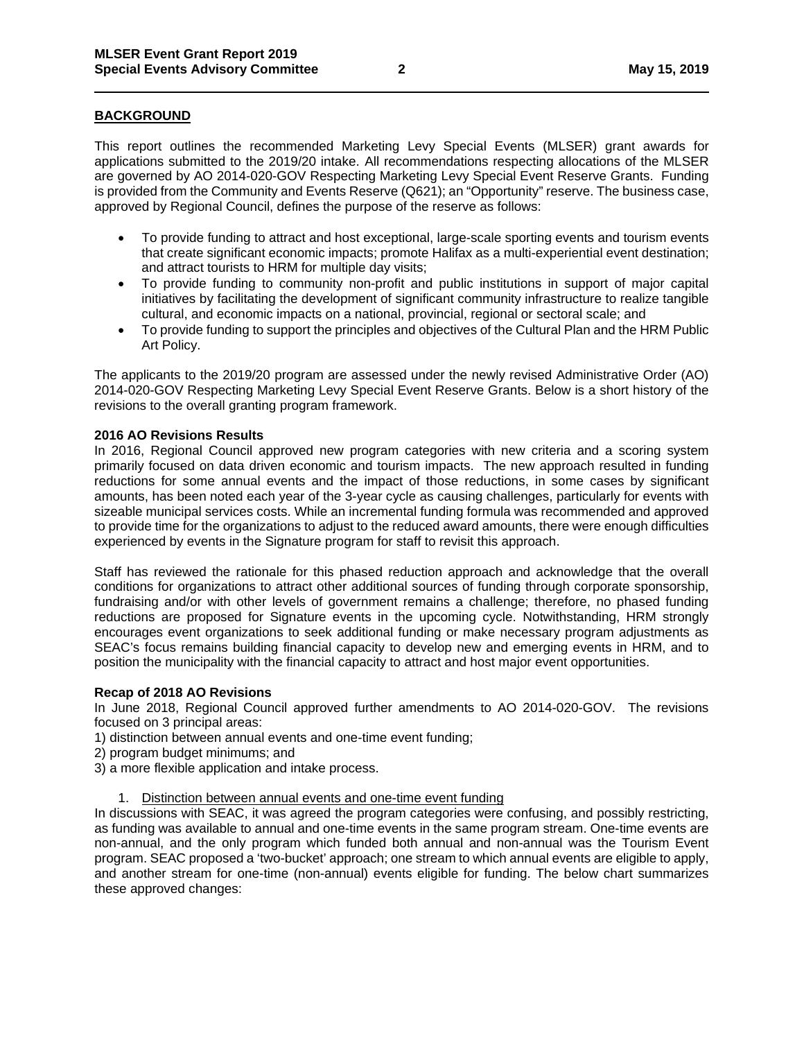## BACKGROUND

This report outlines the recommended Marketing Levy Special Events (MLSER) grant awards for applications submitted to the 2019/20 intake. All recommendations respecting allocations of the MLSER are governed by AO 2014-020-GOV Respecting Marketing Levy Special Event Reserve Grants. Funding is provided from the Community and Events Reserve (Q621); an "Opportunity" reserve. The business case, approved by Regional Council, defines the purpose of the reserve as follows:

- To provide funding to attract and host exceptional, large-scale sporting events and tourism events that create significant economic impacts; promote Halifax as a multi-experiential event destination; and attract tourists to HRM for multiple day visits;
- To provide funding to community non-profit and public institutions in support of major capital initiatives by facilitating the development of significant community infrastructure to realize tangible cultural, and economic impacts on a national, provincial, regional or sectoral scale; and
- To provide funding to support the principles and objectives of the Cultural Plan and the HRM Public Art Policy.

The applicants to the 2019/20 program are assessed under the newly revised Administrative Order (AO) 2014-020-GOV Respecting Marketing Levy Special Event Reserve Grants. Below is a short history of the revisions to the overall granting program framework.

**2016 AO Revisions Results**

In 2016, Regional Council approved new program categories with new criteria and a scoring system primarily focused on data driven economic and tourism impacts. The new approach resulted in funding reductions for some annual events and the impact of those reductions, in some cases by significant amounts, has been noted each year of the 3-year cycle as causing challenges, particularly for events with sizeable municipal services costs. While an incremental funding formula was recommended and approved to provide time for the organizations to adjust to the reduced award amounts, there were enough difficulties experienced by events in the Signature program for staff to revisit this approach.

Staff has reviewed the rationale for this phased reduction approach and acknowledge that the overall conditions for organizations to attract other additional sources of funding through corporate sponsorship, fundraising and/or with other levels of government remains a challenge; therefore, no phased funding reductions are proposed for Signature events in the upcoming cycle. Notwithstanding, HRM strongly encourages event organizations to seek additional funding or make necessary program adjustments as SEAC's focus remains building financial capacity to develop new and emerging events in HRM, and to position the municipality with the financial capacity to attract and host major event opportunities.

**Recap of 2018 AO Revisions**

In June 2018, Regional Council approved further amendments to AO 2014-020-GOV. The revisions focused on 3 principal areas:

1) distinction between annual events and one-time event funding;
2) program budget minimums; and
3) a more flexible application and intake process.

1. Distinction between annual events and one-time event funding

In discussions with SEAC, it was agreed the program categories were confusing, and possibly restricting, as funding was available to annual and one-time events in the same program stream. One-time events are non-annual, and the only program which funded both annual and non-annual was the Tourism Event program. SEAC proposed a 'two-bucket' approach; one stream to which annual events are eligible to apply, and another stream for one-time (non-annual) events eligible for funding. The below chart summarizes these approved changes: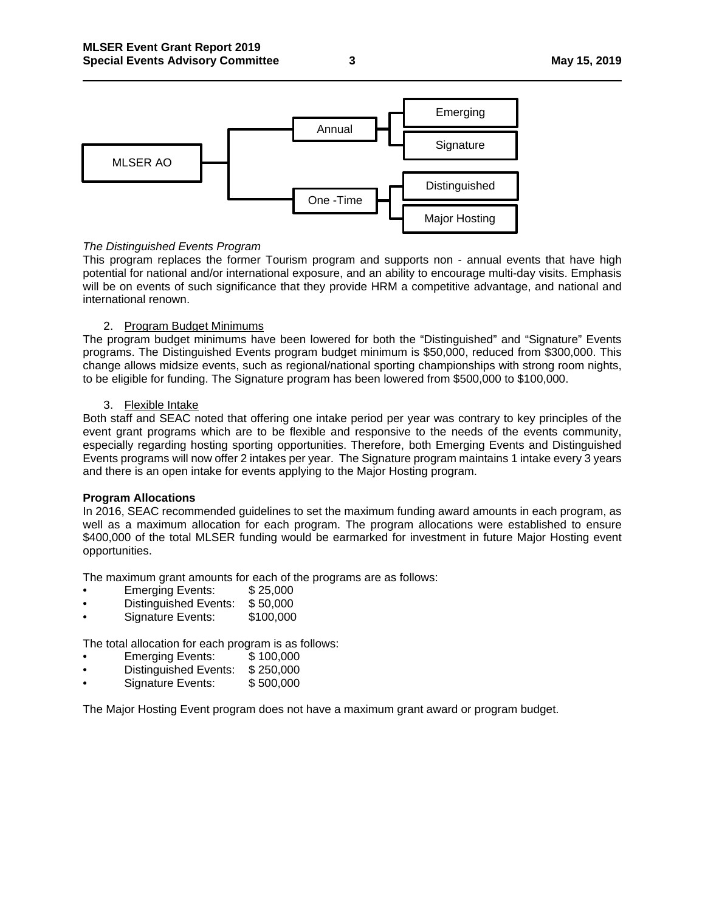MLSER AO
- Annual
  - Emerging
  - Signature
- One -Time
  - Distinguished
  - Major Hosting

*The Distinguished Events Program*

This program replaces the former Tourism program and supports non - annual events that have high potential for national and/or international exposure, and an ability to encourage multi-day visits. Emphasis will be on events of such significance that they provide HRM a competitive advantage, and national and international renown.

2. Program Budget Minimums

The program budget minimums have been lowered for both the "Distinguished" and "Signature" Events programs. The Distinguished Events program budget minimum is $50,000, reduced from $300,000. This change allows midsize events, such as regional/national sporting championships with strong room nights, to be eligible for funding. The Signature program has been lowered from $500,000 to $100,000.

3. Flexible Intake

Both staff and SEAC noted that offering one intake period per year was contrary to key principles of the event grant programs which are to be flexible and responsive to the needs of the events community, especially regarding hosting sporting opportunities. Therefore, both Emerging Events and Distinguished Events programs will now offer 2 intakes per year. The Signature program maintains 1 intake every 3 years and there is an open intake for events applying to the Major Hosting program.

**Program Allocations**

In 2016, SEAC recommended guidelines to set the maximum funding award amounts in each program, as well as a maximum allocation for each program. The program allocations were established to ensure $400,000 of the total MLSER funding would be earmarked for investment in future Major Hosting event opportunities.

The maximum grant amounts for each of the programs are as follows:

- Emerging Events: $ 25,000
- Distinguished Events: $ 50,000
- Signature Events: $100,000

The total allocation for each program is as follows:

- Emerging Events: $ 100,000
- Distinguished Events: $ 250,000
- Signature Events: $ 500,000

The Major Hosting Event program does not have a maximum grant award or program budget.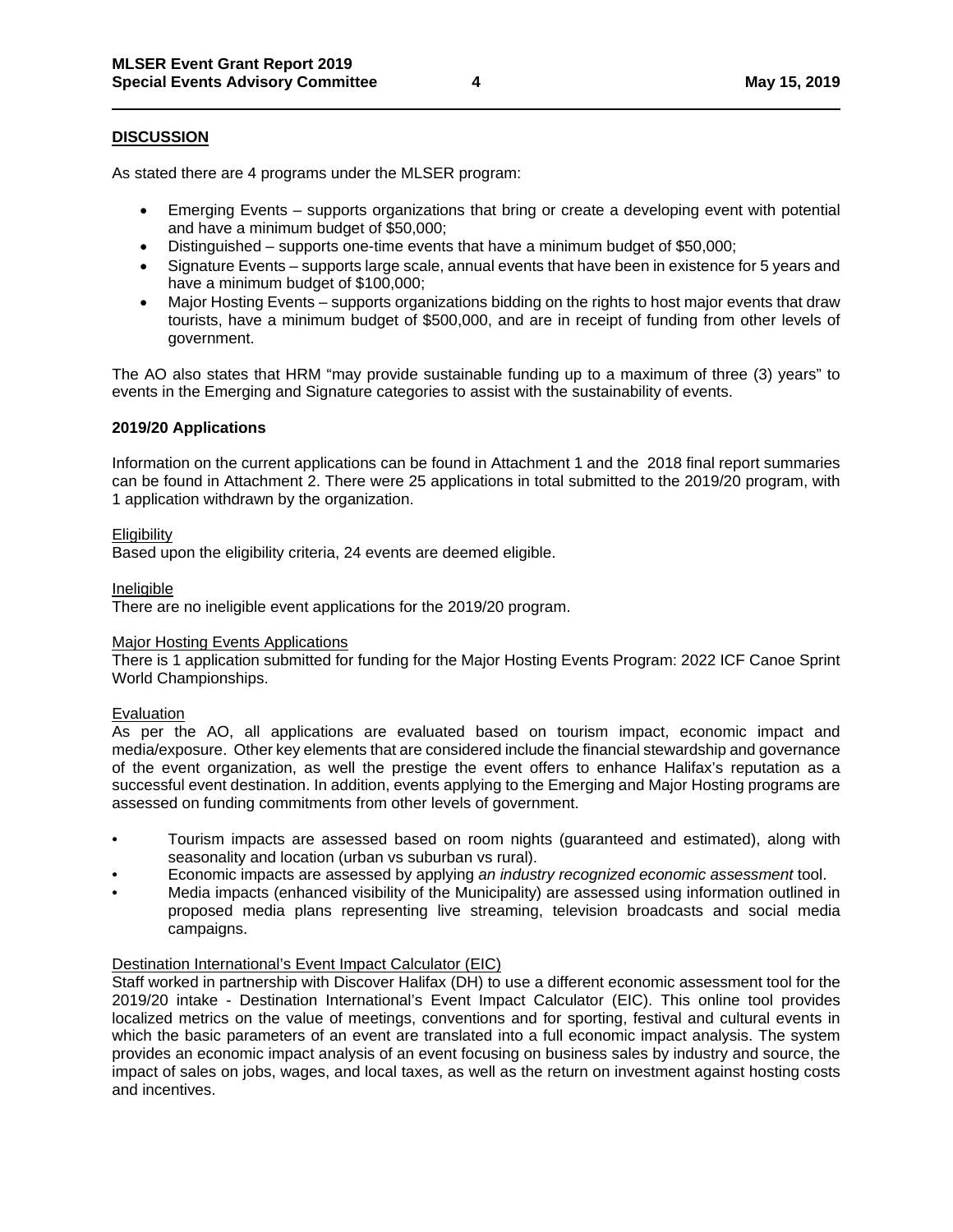## DISCUSSION

As stated there are 4 programs under the MLSER program:

- Emerging Events – supports organizations that bring or create a developing event with potential and have a minimum budget of $50,000;
- Distinguished – supports one-time events that have a minimum budget of $50,000;
- Signature Events – supports large scale, annual events that have been in existence for 5 years and have a minimum budget of $100,000;
- Major Hosting Events – supports organizations bidding on the rights to host major events that draw tourists, have a minimum budget of $500,000, and are in receipt of funding from other levels of government.

The AO also states that HRM "may provide sustainable funding up to a maximum of three (3) years" to events in the Emerging and Signature categories to assist with the sustainability of events.

### 2019/20 Applications

Information on the current applications can be found in Attachment 1 and the 2018 final report summaries can be found in Attachment 2. There were 25 applications in total submitted to the 2019/20 program, with 1 application withdrawn by the organization.

Eligibility
Based upon the eligibility criteria, 24 events are deemed eligible.

Ineligible
There are no ineligible event applications for the 2019/20 program.

Major Hosting Events Applications
There is 1 application submitted for funding for the Major Hosting Events Program: 2022 ICF Canoe Sprint World Championships.

Evaluation
As per the AO, all applications are evaluated based on tourism impact, economic impact and media/exposure. Other key elements that are considered include the financial stewardship and governance of the event organization, as well the prestige the event offers to enhance Halifax's reputation as a successful event destination. In addition, events applying to the Emerging and Major Hosting programs are assessed on funding commitments from other levels of government.

- Tourism impacts are assessed based on room nights (guaranteed and estimated), along with seasonality and location (urban vs suburban vs rural).
- Economic impacts are assessed by applying *an industry recognized economic assessment* tool.
- Media impacts (enhanced visibility of the Municipality) are assessed using information outlined in proposed media plans representing live streaming, television broadcasts and social media campaigns.

Destination International's Event Impact Calculator (EIC)
Staff worked in partnership with Discover Halifax (DH) to use a different economic assessment tool for the 2019/20 intake - Destination International's Event Impact Calculator (EIC). This online tool provides localized metrics on the value of meetings, conventions and for sporting, festival and cultural events in which the basic parameters of an event are translated into a full economic impact analysis. The system provides an economic impact analysis of an event focusing on business sales by industry and source, the impact of sales on jobs, wages, and local taxes, as well as the return on investment against hosting costs and incentives.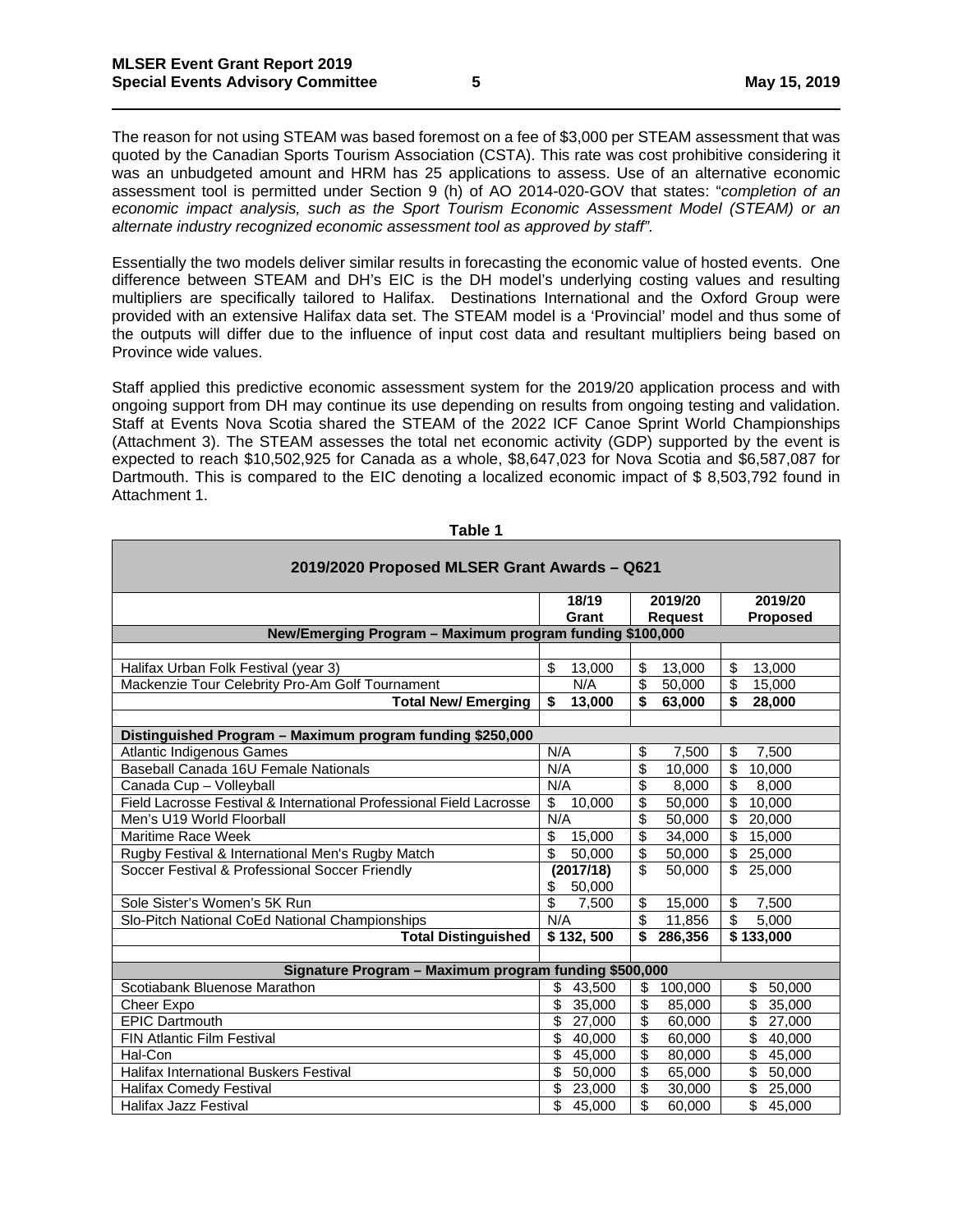The reason for not using STEAM was based foremost on a fee of $3,000 per STEAM assessment that was quoted by the Canadian Sports Tourism Association (CSTA). This rate was cost prohibitive considering it was an unbudgeted amount and HRM has 25 applications to assess. Use of an alternative economic assessment tool is permitted under Section 9 (h) of AO 2014-020-GOV that states: "*completion of an economic impact analysis, such as the Sport Tourism Economic Assessment Model (STEAM) or an alternate industry recognized economic assessment tool as approved by staff"*.

Essentially the two models deliver similar results in forecasting the economic value of hosted events. One difference between STEAM and DH's EIC is the DH model's underlying costing values and resulting multipliers are specifically tailored to Halifax. Destinations International and the Oxford Group were provided with an extensive Halifax data set. The STEAM model is a 'Provincial' model and thus some of the outputs will differ due to the influence of input cost data and resultant multipliers being based on Province wide values.

Staff applied this predictive economic assessment system for the 2019/20 application process and with ongoing support from DH may continue its use depending on results from ongoing testing and validation. Staff at Events Nova Scotia shared the STEAM of the 2022 ICF Canoe Sprint World Championships (Attachment 3). The STEAM assesses the total net economic activity (GDP) supported by the event is expected to reach $10,502,925 for Canada as a whole, $8,647,023 for Nova Scotia and $6,587,087 for Dartmouth. This is compared to the EIC denoting a localized economic impact of $ 8,503,792 found in Attachment 1.

**Table 1**

| 2019/2020 Proposed MLSER Grant Awards – Q621 | | | |
|---|---|---|---|
| | **18/19 Grant** | **2019/20 Request** | **2019/20 Proposed** |
| **New/Emerging Program – Maximum program funding $100,000** | | | |
| Halifax Urban Folk Festival (year 3) | $ 13,000 | $ 13,000 | $ 13,000 |
| Mackenzie Tour Celebrity Pro-Am Golf Tournament | N/A | $ 50,000 | $ 15,000 |
| **Total New/ Emerging** | **$ 13,000** | **$ 63,000** | **$ 28,000** |
| **Distinguished Program – Maximum program funding $250,000** | | | |
| Atlantic Indigenous Games | N/A | $ 7,500 | $ 7,500 |
| Baseball Canada 16U Female Nationals | N/A | $ 10,000 | $ 10,000 |
| Canada Cup – Volleyball | N/A | $ 8,000 | $ 8,000 |
| Field Lacrosse Festival & International Professional Field Lacrosse | $ 10,000 | $ 50,000 | $ 10,000 |
| Men's U19 World Floorball | N/A | $ 50,000 | $ 20,000 |
| Maritime Race Week | $ 15,000 | $ 34,000 | $ 15,000 |
| Rugby Festival & International Men's Rugby Match | $ 50,000 | $ 50,000 | $ 25,000 |
| Soccer Festival & Professional Soccer Friendly | **(2017/18)** $ 50,000 | $ 50,000 | $ 25,000 |
| Sole Sister's Women's 5K Run | $ 7,500 | $ 15,000 | $ 7,500 |
| Slo-Pitch National CoEd National Championships | N/A | $ 11,856 | $ 5,000 |
| **Total Distinguished** | **$ 132, 500** | **$ 286,356** | **$ 133,000** |
| **Signature Program – Maximum program funding $500,000** | | | |
| Scotiabank Bluenose Marathon | $ 43,500 | $ 100,000 | $ 50,000 |
| Cheer Expo | $ 35,000 | $ 85,000 | $ 35,000 |
| EPIC Dartmouth | $ 27,000 | $ 60,000 | $ 27,000 |
| FIN Atlantic Film Festival | $ 40,000 | $ 60,000 | $ 40,000 |
| Hal-Con | $ 45,000 | $ 80,000 | $ 45,000 |
| Halifax International Buskers Festival | $ 50,000 | $ 65,000 | $ 50,000 |
| Halifax Comedy Festival | $ 23,000 | $ 30,000 | $ 25,000 |
| Halifax Jazz Festival | $ 45,000 | $ 60,000 | $ 45,000 |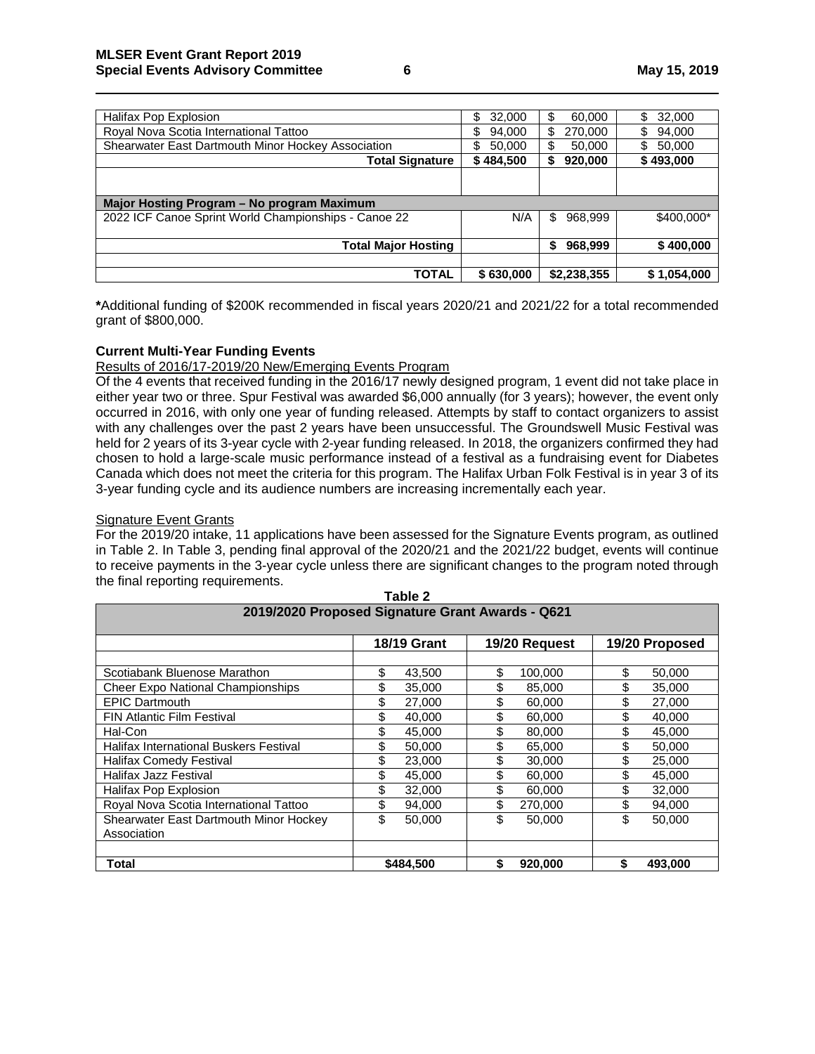| | | | |
|---|---|---|---|
| Halifax Pop Explosion | $ 32,000 | $ 60,000 | $ 32,000 |
| Royal Nova Scotia International Tattoo | $ 94,000 | $ 270,000 | $ 94,000 |
| Shearwater East Dartmouth Minor Hockey Association | $ 50,000 | $ 50,000 | $ 50,000 |
| **Total Signature** | **$ 484,500** | **$ 920,000** | **$ 493,000** |
| | | | |
| **Major Hosting Program – No program Maximum** | | | |
| 2022 ICF Canoe Sprint World Championships - Canoe 22 | N/A | $ 968,999 | $400,000* |
| **Total Major Hosting** | | **$ 968,999** | **$ 400,000** |
| | | | |
| **TOTAL** | **$ 630,000** | **$2,238,355** | **$ 1,054,000** |

***Additional funding of $200K recommended in fiscal years 2020/21 and 2021/22 for a total recommended grant of $800,000.

**Current Multi-Year Funding Events**

Results of 2016/17-2019/20 New/Emerging Events Program

Of the 4 events that received funding in the 2016/17 newly designed program, 1 event did not take place in either year two or three. Spur Festival was awarded $6,000 annually (for 3 years); however, the event only occurred in 2016, with only one year of funding released. Attempts by staff to contact organizers to assist with any challenges over the past 2 years have been unsuccessful. The Groundswell Music Festival was held for 2 years of its 3-year cycle with 2-year funding released. In 2018, the organizers confirmed they had chosen to hold a large-scale music performance instead of a festival as a fundraising event for Diabetes Canada which does not meet the criteria for this program. The Halifax Urban Folk Festival is in year 3 of its 3-year funding cycle and its audience numbers are increasing incrementally each year.

Signature Event Grants

For the 2019/20 intake, 11 applications have been assessed for the Signature Events program, as outlined in Table 2. In Table 3, pending final approval of the 2020/21 and the 2021/22 budget, events will continue to receive payments in the 3-year cycle unless there are significant changes to the program noted through the final reporting requirements.

**Table 2**

**2019/2020 Proposed Signature Grant Awards - Q621**

| | 18/19 Grant | 19/20 Request | 19/20 Proposed |
|---|---|---|---|
| | | | |
| Scotiabank Bluenose Marathon | $ 43,500 | $ 100,000 | $ 50,000 |
| Cheer Expo National Championships | $ 35,000 | $ 85,000 | $ 35,000 |
| EPIC Dartmouth | $ 27,000 | $ 60,000 | $ 27,000 |
| FIN Atlantic Film Festival | $ 40,000 | $ 60,000 | $ 40,000 |
| Hal-Con | $ 45,000 | $ 80,000 | $ 45,000 |
| Halifax International Buskers Festival | $ 50,000 | $ 65,000 | $ 50,000 |
| Halifax Comedy Festival | $ 23,000 | $ 30,000 | $ 25,000 |
| Halifax Jazz Festival | $ 45,000 | $ 60,000 | $ 45,000 |
| Halifax Pop Explosion | $ 32,000 | $ 60,000 | $ 32,000 |
| Royal Nova Scotia International Tattoo | $ 94,000 | $ 270,000 | $ 94,000 |
| Shearwater East Dartmouth Minor Hockey Association | $ 50,000 | $ 50,000 | $ 50,000 |
| | | | |
| **Total** | **$484,500** | **$ 920,000** | **$ 493,000** |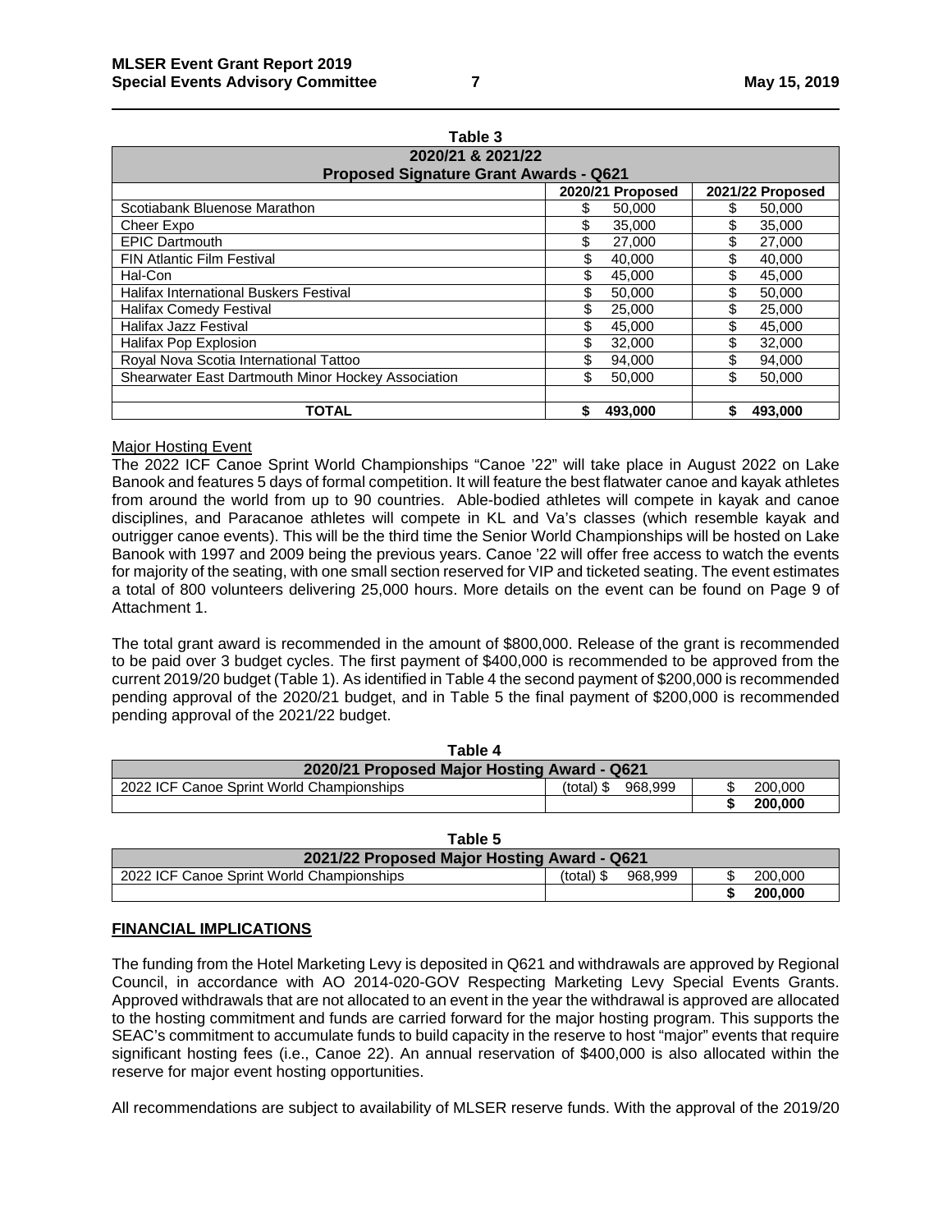**Table 3**

| 2020/21 & 2021/22 Proposed Signature Grant Awards - Q621 | | |
|---|---|---|
| | 2020/21 Proposed | 2021/22 Proposed |
| Scotiabank Bluenose Marathon | $ 50,000 | $ 50,000 |
| Cheer Expo | $ 35,000 | $ 35,000 |
| EPIC Dartmouth | $ 27,000 | $ 27,000 |
| FIN Atlantic Film Festival | $ 40,000 | $ 40,000 |
| Hal-Con | $ 45,000 | $ 45,000 |
| Halifax International Buskers Festival | $ 50,000 | $ 50,000 |
| Halifax Comedy Festival | $ 25,000 | $ 25,000 |
| Halifax Jazz Festival | $ 45,000 | $ 45,000 |
| Halifax Pop Explosion | $ 32,000 | $ 32,000 |
| Royal Nova Scotia International Tattoo | $ 94,000 | $ 94,000 |
| Shearwater East Dartmouth Minor Hockey Association | $ 50,000 | $ 50,000 |
| | | |
| **TOTAL** | **$ 493,000** | **$ 493,000** |

Major Hosting Event

The 2022 ICF Canoe Sprint World Championships "Canoe '22" will take place in August 2022 on Lake Banook and features 5 days of formal competition. It will feature the best flatwater canoe and kayak athletes from around the world from up to 90 countries. Able-bodied athletes will compete in kayak and canoe disciplines, and Paracanoe athletes will compete in KL and Va's classes (which resemble kayak and outrigger canoe events). This will be the third time the Senior World Championships will be hosted on Lake Banook with 1997 and 2009 being the previous years. Canoe '22 will offer free access to watch the events for majority of the seating, with one small section reserved for VIP and ticketed seating. The event estimates a total of 800 volunteers delivering 25,000 hours. More details on the event can be found on Page 9 of Attachment 1.

The total grant award is recommended in the amount of $800,000. Release of the grant is recommended to be paid over 3 budget cycles. The first payment of $400,000 is recommended to be approved from the current 2019/20 budget (Table 1). As identified in Table 4 the second payment of $200,000 is recommended pending approval of the 2020/21 budget, and in Table 5 the final payment of $200,000 is recommended pending approval of the 2021/22 budget.

**Table 4**

| 2020/21 Proposed Major Hosting Award - Q621 | | |
|---|---|---|
| 2022 ICF Canoe Sprint World Championships | (total) $ 968,999 | $ 200,000 |
| | | **$ 200,000** |

**Table 5**

| 2021/22 Proposed Major Hosting Award - Q621 | | |
|---|---|---|
| 2022 ICF Canoe Sprint World Championships | (total) $ 968,999 | $ 200,000 |
| | | **$ 200,000** |

**FINANCIAL IMPLICATIONS**

The funding from the Hotel Marketing Levy is deposited in Q621 and withdrawals are approved by Regional Council, in accordance with AO 2014-020-GOV Respecting Marketing Levy Special Events Grants. Approved withdrawals that are not allocated to an event in the year the withdrawal is approved are allocated to the hosting commitment and funds are carried forward for the major hosting program. This supports the SEAC's commitment to accumulate funds to build capacity in the reserve to host "major" events that require significant hosting fees (i.e., Canoe 22). An annual reservation of $400,000 is also allocated within the reserve for major event hosting opportunities.

All recommendations are subject to availability of MLSER reserve funds. With the approval of the 2019/20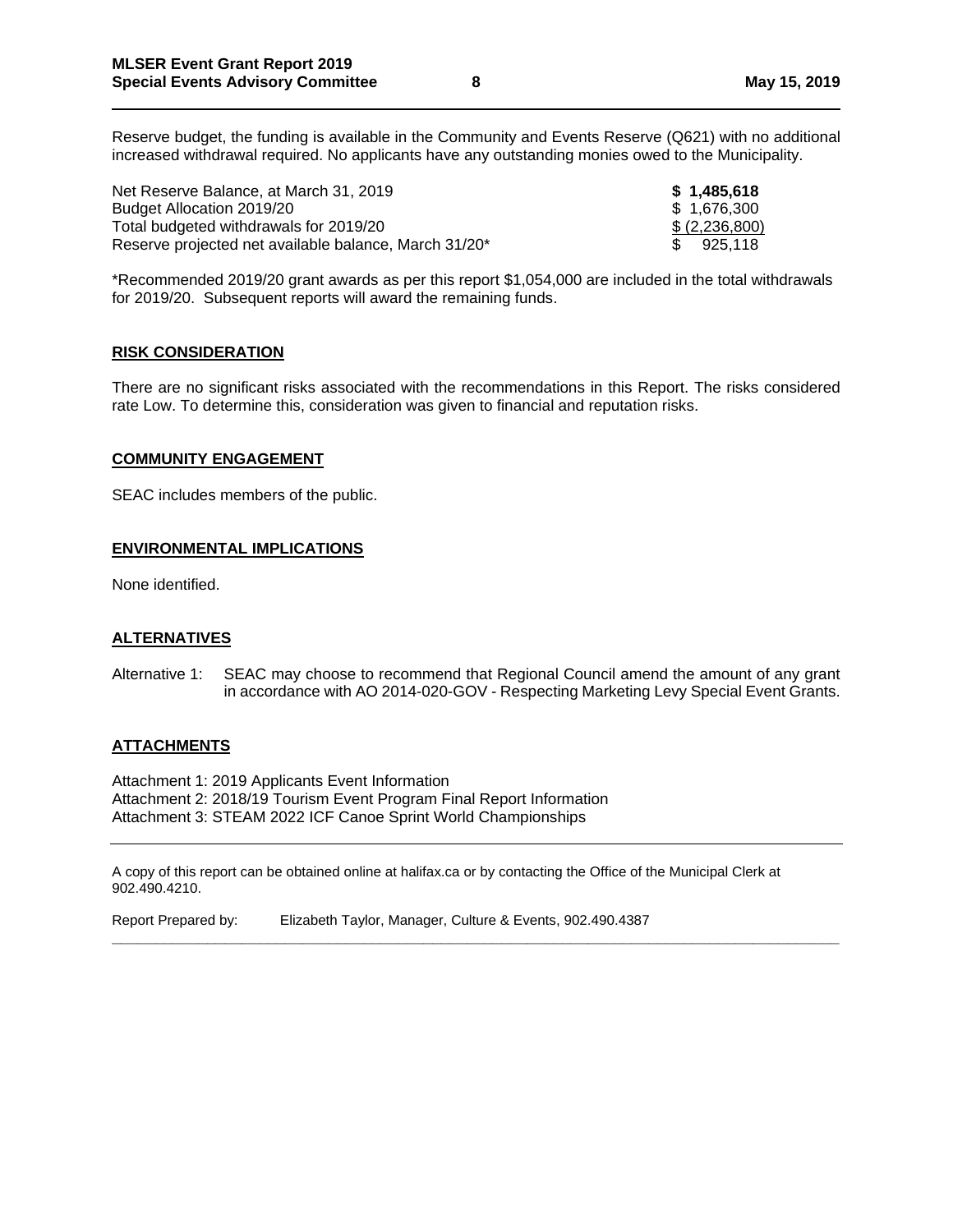Reserve budget, the funding is available in the Community and Events Reserve (Q621) with no additional increased withdrawal required. No applicants have any outstanding monies owed to the Municipality.

| | |
|---|---|
| Net Reserve Balance, at March 31, 2019 | **$ 1,485,618** |
| Budget Allocation 2019/20 | $ 1,676,300 |
| Total budgeted withdrawals for 2019/20 | $ (2,236,800) |
| Reserve projected net available balance, March 31/20* | $ 925,118 |

*Recommended 2019/20 grant awards as per this report $1,054,000 are included in the total withdrawals for 2019/20. Subsequent reports will award the remaining funds.

## RISK CONSIDERATION

There are no significant risks associated with the recommendations in this Report. The risks considered rate Low. To determine this, consideration was given to financial and reputation risks.

## COMMUNITY ENGAGEMENT

SEAC includes members of the public.

## ENVIRONMENTAL IMPLICATIONS

None identified.

## ALTERNATIVES

Alternative 1: SEAC may choose to recommend that Regional Council amend the amount of any grant in accordance with AO 2014-020-GOV - Respecting Marketing Levy Special Event Grants.

## ATTACHMENTS

Attachment 1: 2019 Applicants Event Information
Attachment 2: 2018/19 Tourism Event Program Final Report Information
Attachment 3: STEAM 2022 ICF Canoe Sprint World Championships

---

A copy of this report can be obtained online at halifax.ca or by contacting the Office of the Municipal Clerk at 902.490.4210.

Report Prepared by: Elizabeth Taylor, Manager, Culture & Events, 902.490.4387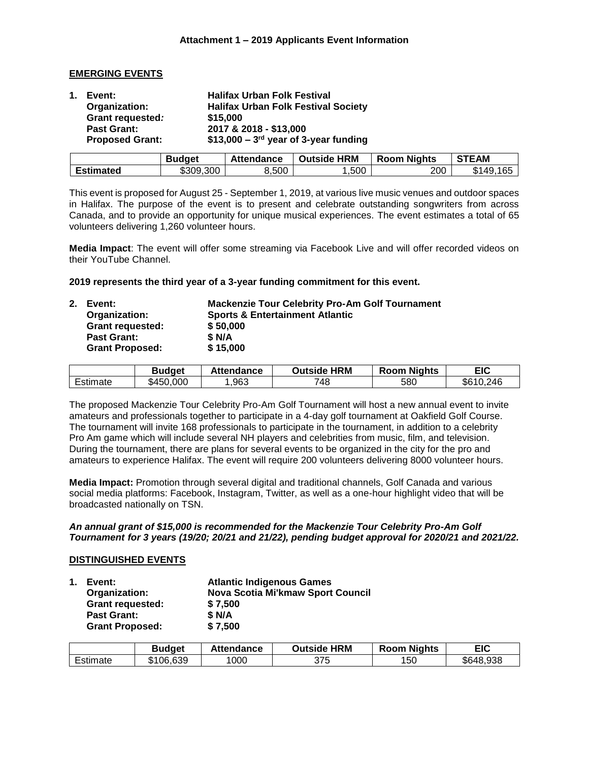### Attachment 1 – 2019 Applicants Event Information

**EMERGING EVENTS**

**1. Event:** **Halifax Urban Folk Festival**
**Organization:** **Halifax Urban Folk Festival Society**
**Grant requested:** **$15,000**
**Past Grant:** **2017 & 2018 - $13,000**
**Proposed Grant:** **$13,000 – 3rd year of 3-year funding**

| | Budget | Attendance | Outside HRM | Room Nights | STEAM |
|---|---|---|---|---|---|
| **Estimated** | $309,300 | 8,500 | 1,500 | 200 | $149,165 |

This event is proposed for August 25 - September 1, 2019, at various live music venues and outdoor spaces in Halifax. The purpose of the event is to present and celebrate outstanding songwriters from across Canada, and to provide an opportunity for unique musical experiences. The event estimates a total of 65 volunteers delivering 1,260 volunteer hours.

**Media Impact**: The event will offer some streaming via Facebook Live and will offer recorded videos on their YouTube Channel.

**2019 represents the third year of a 3-year funding commitment for this event.**

**2. Event:** **Mackenzie Tour Celebrity Pro-Am Golf Tournament**
**Organization:** **Sports & Entertainment Atlantic**
**Grant requested:** **$ 50,000**
**Past Grant:** **$ N/A**
**Grant Proposed:** **$ 15,000**

| | Budget | Attendance | Outside HRM | Room Nights | EIC |
|---|---|---|---|---|---|
| Estimate | $450,000 | 1,963 | 748 | 580 | $610,246 |

The proposed Mackenzie Tour Celebrity Pro-Am Golf Tournament will host a new annual event to invite amateurs and professionals together to participate in a 4-day golf tournament at Oakfield Golf Course. The tournament will invite 168 professionals to participate in the tournament, in addition to a celebrity Pro Am game which will include several NH players and celebrities from music, film, and television. During the tournament, there are plans for several events to be organized in the city for the pro and amateurs to experience Halifax. The event will require 200 volunteers delivering 8000 volunteer hours.

**Media Impact:** Promotion through several digital and traditional channels, Golf Canada and various social media platforms: Facebook, Instagram, Twitter, as well as a one-hour highlight video that will be broadcasted nationally on TSN.

***An annual grant of $15,000 is recommended for the Mackenzie Tour Celebrity Pro-Am Golf Tournament for 3 years (19/20; 20/21 and 21/22), pending budget approval for 2020/21 and 2021/22.***

**DISTINGUISHED EVENTS**

**1. Event:** **Atlantic Indigenous Games**
**Organization:** **Nova Scotia Mi'kmaw Sport Council**
**Grant requested:** **$ 7,500**
**Past Grant:** **$ N/A**
**Grant Proposed:** **$ 7,500**

| | Budget | Attendance | Outside HRM | Room Nights | EIC |
|---|---|---|---|---|---|
| Estimate | $106,639 | 1000 | 375 | 150 | $648,938 |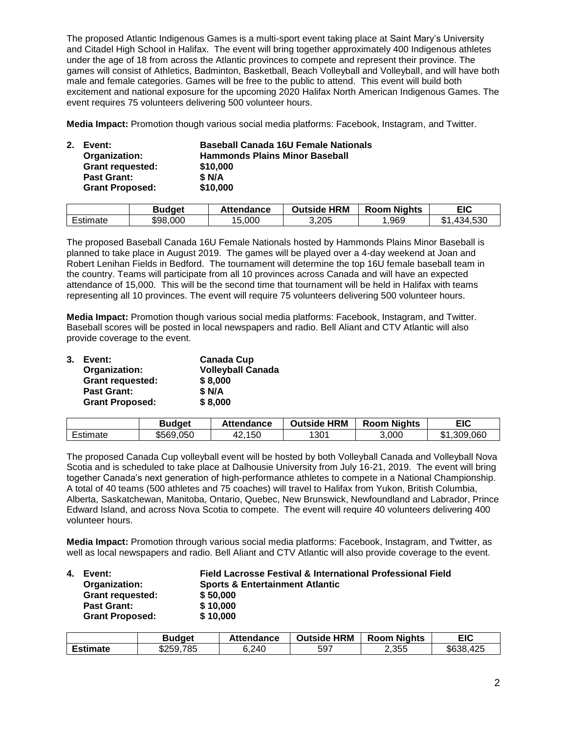The proposed Atlantic Indigenous Games is a multi-sport event taking place at Saint Mary's University and Citadel High School in Halifax. The event will bring together approximately 400 Indigenous athletes under the age of 18 from across the Atlantic provinces to compete and represent their province. The games will consist of Athletics, Badminton, Basketball, Beach Volleyball and Volleyball, and will have both male and female categories. Games will be free to the public to attend. This event will build both excitement and national exposure for the upcoming 2020 Halifax North American Indigenous Games. The event requires 75 volunteers delivering 500 volunteer hours.

**Media Impact:** Promotion though various social media platforms: Facebook, Instagram, and Twitter.

**2. Event:** **Baseball Canada 16U Female Nationals**
**Organization:** **Hammonds Plains Minor Baseball**
**Grant requested:** **$10,000**
**Past Grant:** **$ N/A**
**Grant Proposed:** **$10,000**

| | Budget | Attendance | Outside HRM | Room Nights | EIC |
|---|---|---|---|---|---|
| Estimate | $98,000 | 15,000 | 3,205 | 1,969 | $1,434,530 |

The proposed Baseball Canada 16U Female Nationals hosted by Hammonds Plains Minor Baseball is planned to take place in August 2019. The games will be played over a 4-day weekend at Joan and Robert Lenihan Fields in Bedford. The tournament will determine the top 16U female baseball team in the country. Teams will participate from all 10 provinces across Canada and will have an expected attendance of 15,000. This will be the second time that tournament will be held in Halifax with teams representing all 10 provinces. The event will require 75 volunteers delivering 500 volunteer hours.

**Media Impact:** Promotion though various social media platforms: Facebook, Instagram, and Twitter. Baseball scores will be posted in local newspapers and radio. Bell Aliant and CTV Atlantic will also provide coverage to the event.

**3. Event:** **Canada Cup**
**Organization:** **Volleyball Canada**
**Grant requested:** **$ 8,000**
**Past Grant:** **$ N/A**
**Grant Proposed:** **$ 8,000**

| | Budget | Attendance | Outside HRM | Room Nights | EIC |
|---|---|---|---|---|---|
| Estimate | $569,050 | 42,150 | 1301 | 3,000 | $1,309,060 |

The proposed Canada Cup volleyball event will be hosted by both Volleyball Canada and Volleyball Nova Scotia and is scheduled to take place at Dalhousie University from July 16-21, 2019. The event will bring together Canada's next generation of high-performance athletes to compete in a National Championship. A total of 40 teams (500 athletes and 75 coaches) will travel to Halifax from Yukon, British Columbia, Alberta, Saskatchewan, Manitoba, Ontario, Quebec, New Brunswick, Newfoundland and Labrador, Prince Edward Island, and across Nova Scotia to compete. The event will require 40 volunteers delivering 400 volunteer hours.

**Media Impact:** Promotion through various social media platforms: Facebook, Instagram, and Twitter, as well as local newspapers and radio. Bell Aliant and CTV Atlantic will also provide coverage to the event.

**4. Event:** **Field Lacrosse Festival & International Professional Field**
**Organization:** **Sports & Entertainment Atlantic**
**Grant requested:** **$ 50,000**
**Past Grant:** **$ 10,000**
**Grant Proposed:** **$ 10,000**

| | Budget | Attendance | Outside HRM | Room Nights | EIC |
|---|---|---|---|---|---|
| **Estimate** | $259,785 | 6,240 | 597 | 2,355 | $638,425 |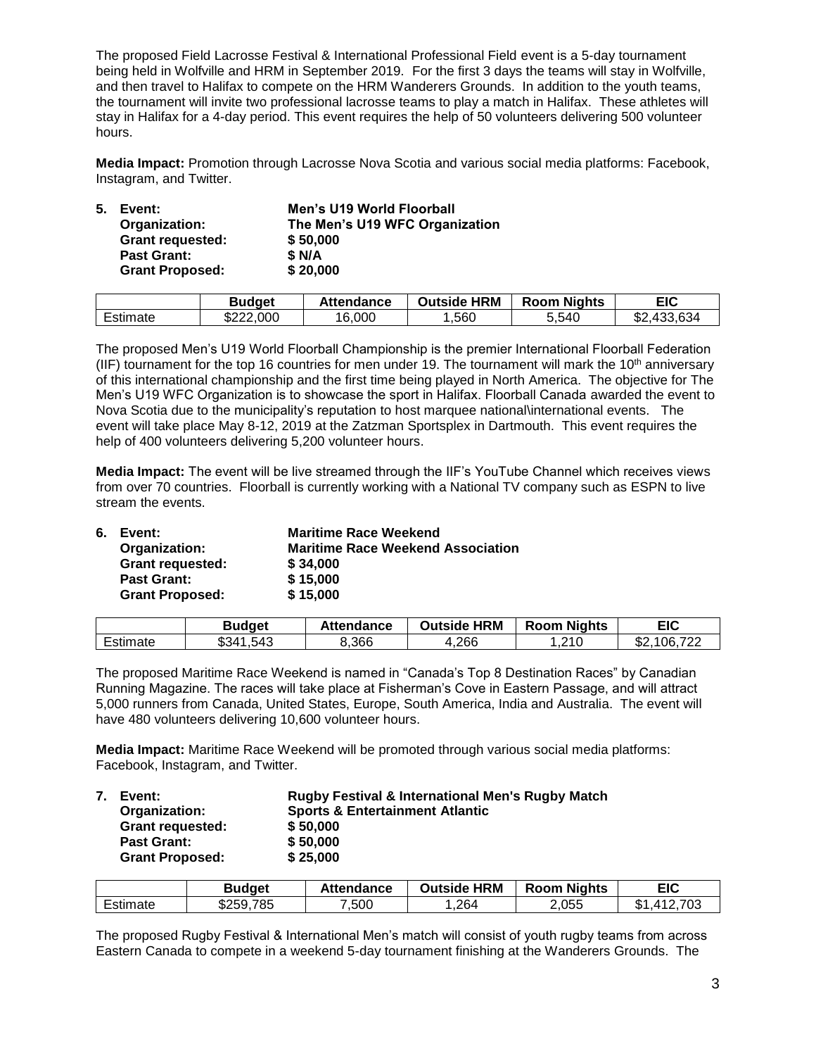The proposed Field Lacrosse Festival & International Professional Field event is a 5-day tournament being held in Wolfville and HRM in September 2019. For the first 3 days the teams will stay in Wolfville, and then travel to Halifax to compete on the HRM Wanderers Grounds. In addition to the youth teams, the tournament will invite two professional lacrosse teams to play a match in Halifax. These athletes will stay in Halifax for a 4-day period. This event requires the help of 50 volunteers delivering 500 volunteer hours.

**Media Impact:** Promotion through Lacrosse Nova Scotia and various social media platforms: Facebook, Instagram, and Twitter.

**5. Event:** **Men's U19 World Floorball**
**Organization:** **The Men's U19 WFC Organization**
**Grant requested:** **$ 50,000**
**Past Grant:** **$ N/A**
**Grant Proposed:** **$ 20,000**

| | Budget | Attendance | Outside HRM | Room Nights | EIC |
|---|---|---|---|---|---|
| Estimate | $222,000 | 16,000 | 1,560 | 5,540 | $2,433,634 |

The proposed Men's U19 World Floorball Championship is the premier International Floorball Federation (IIF) tournament for the top 16 countries for men under 19. The tournament will mark the 10th anniversary of this international championship and the first time being played in North America. The objective for The Men's U19 WFC Organization is to showcase the sport in Halifax. Floorball Canada awarded the event to Nova Scotia due to the municipality's reputation to host marquee national\international events. The event will take place May 8-12, 2019 at the Zatzman Sportsplex in Dartmouth. This event requires the help of 400 volunteers delivering 5,200 volunteer hours.

**Media Impact:** The event will be live streamed through the IIF's YouTube Channel which receives views from over 70 countries. Floorball is currently working with a National TV company such as ESPN to live stream the events.

**6. Event:** **Maritime Race Weekend**
**Organization:** **Maritime Race Weekend Association**
**Grant requested:** **$ 34,000**
**Past Grant:** **$ 15,000**
**Grant Proposed:** **$ 15,000**

| | Budget | Attendance | Outside HRM | Room Nights | EIC |
|---|---|---|---|---|---|
| Estimate | $341,543 | 8,366 | 4,266 | 1,210 | $2,106,722 |

The proposed Maritime Race Weekend is named in "Canada's Top 8 Destination Races" by Canadian Running Magazine. The races will take place at Fisherman's Cove in Eastern Passage, and will attract 5,000 runners from Canada, United States, Europe, South America, India and Australia. The event will have 480 volunteers delivering 10,600 volunteer hours.

**Media Impact:** Maritime Race Weekend will be promoted through various social media platforms: Facebook, Instagram, and Twitter.

**7. Event:** **Rugby Festival & International Men's Rugby Match**
**Organization:** **Sports & Entertainment Atlantic**
**Grant requested:** **$ 50,000**
**Past Grant:** **$ 50,000**
**Grant Proposed:** **$ 25,000**

| | Budget | Attendance | Outside HRM | Room Nights | EIC |
|---|---|---|---|---|---|
| Estimate | $259,785 | 7,500 | 1,264 | 2,055 | $1,412,703 |

The proposed Rugby Festival & International Men's match will consist of youth rugby teams from across Eastern Canada to compete in a weekend 5-day tournament finishing at the Wanderers Grounds. The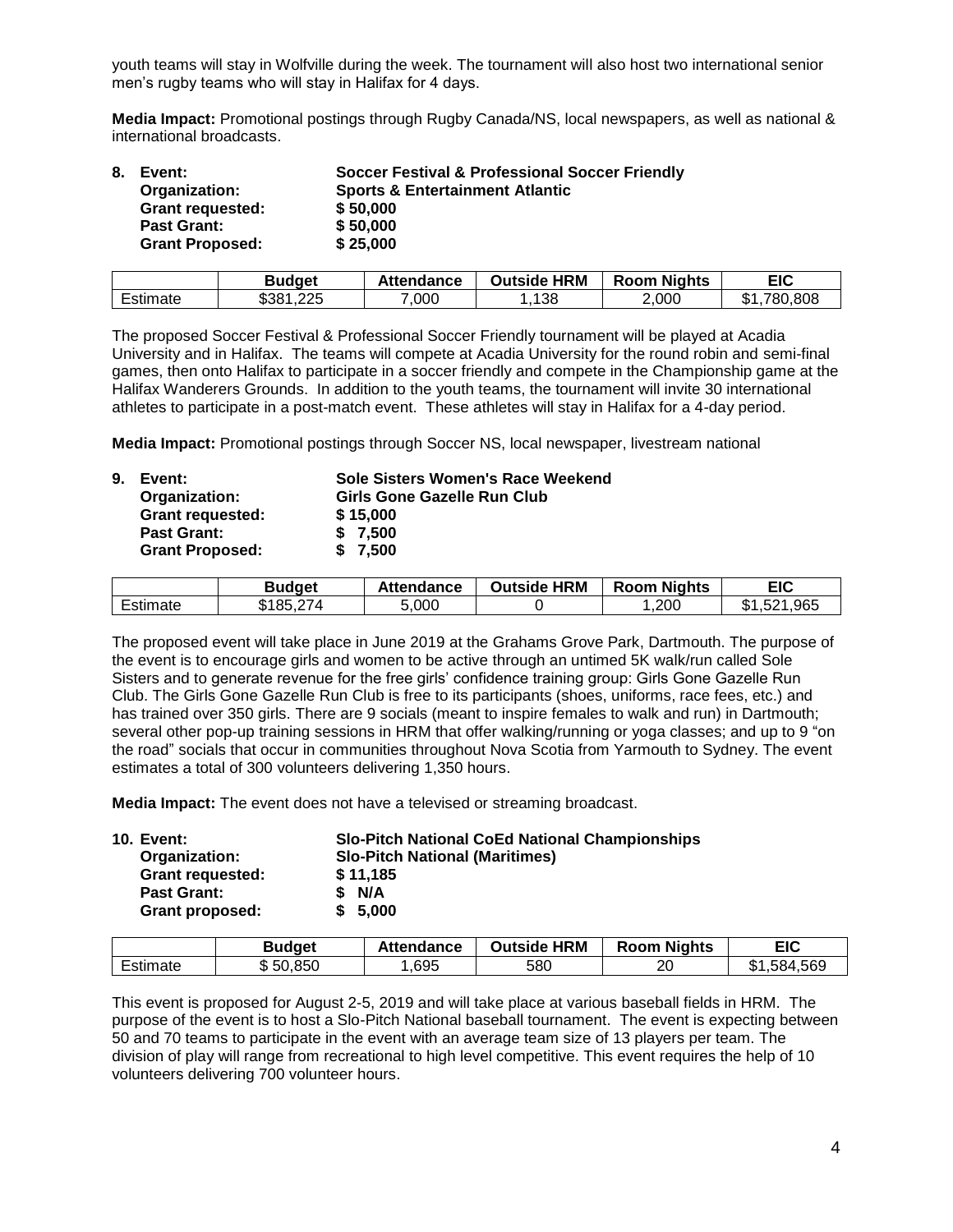youth teams will stay in Wolfville during the week. The tournament will also host two international senior men's rugby teams who will stay in Halifax for 4 days.

**Media Impact:** Promotional postings through Rugby Canada/NS, local newspapers, as well as national & international broadcasts.

**8. Event: Soccer Festival & Professional Soccer Friendly**
**Organization: Sports & Entertainment Atlantic**
**Grant requested: $ 50,000**
**Past Grant: $ 50,000**
**Grant Proposed: $ 25,000**

| | Budget | Attendance | Outside HRM | Room Nights | EIC |
|---|---|---|---|---|---|
| Estimate | $381,225 | 7,000 | 1,138 | 2,000 | $1,780,808 |

The proposed Soccer Festival & Professional Soccer Friendly tournament will be played at Acadia University and in Halifax. The teams will compete at Acadia University for the round robin and semi-final games, then onto Halifax to participate in a soccer friendly and compete in the Championship game at the Halifax Wanderers Grounds. In addition to the youth teams, the tournament will invite 30 international athletes to participate in a post-match event. These athletes will stay in Halifax for a 4-day period.

**Media Impact:** Promotional postings through Soccer NS, local newspaper, livestream national

**9. Event: Sole Sisters Women's Race Weekend**
**Organization: Girls Gone Gazelle Run Club**
**Grant requested: $ 15,000**
**Past Grant: $ 7,500**
**Grant Proposed: $ 7,500**

| | Budget | Attendance | Outside HRM | Room Nights | EIC |
|---|---|---|---|---|---|
| Estimate | $185,274 | 5,000 | 0 | 1,200 | $1,521,965 |

The proposed event will take place in June 2019 at the Grahams Grove Park, Dartmouth. The purpose of the event is to encourage girls and women to be active through an untimed 5K walk/run called Sole Sisters and to generate revenue for the free girls' confidence training group: Girls Gone Gazelle Run Club. The Girls Gone Gazelle Run Club is free to its participants (shoes, uniforms, race fees, etc.) and has trained over 350 girls. There are 9 socials (meant to inspire females to walk and run) in Dartmouth; several other pop-up training sessions in HRM that offer walking/running or yoga classes; and up to 9 "on the road" socials that occur in communities throughout Nova Scotia from Yarmouth to Sydney. The event estimates a total of 300 volunteers delivering 1,350 hours.

**Media Impact:** The event does not have a televised or streaming broadcast.

**10. Event: Slo-Pitch National CoEd National Championships**
**Organization: Slo-Pitch National (Maritimes)**
**Grant requested: $ 11,185**
**Past Grant: $ N/A**
**Grant proposed: $ 5,000**

| | Budget | Attendance | Outside HRM | Room Nights | EIC |
|---|---|---|---|---|---|
| Estimate | $ 50,850 | 1,695 | 580 | 20 | $1,584,569 |

This event is proposed for August 2-5, 2019 and will take place at various baseball fields in HRM. The purpose of the event is to host a Slo-Pitch National baseball tournament. The event is expecting between 50 and 70 teams to participate in the event with an average team size of 13 players per team. The division of play will range from recreational to high level competitive. This event requires the help of 10 volunteers delivering 700 volunteer hours.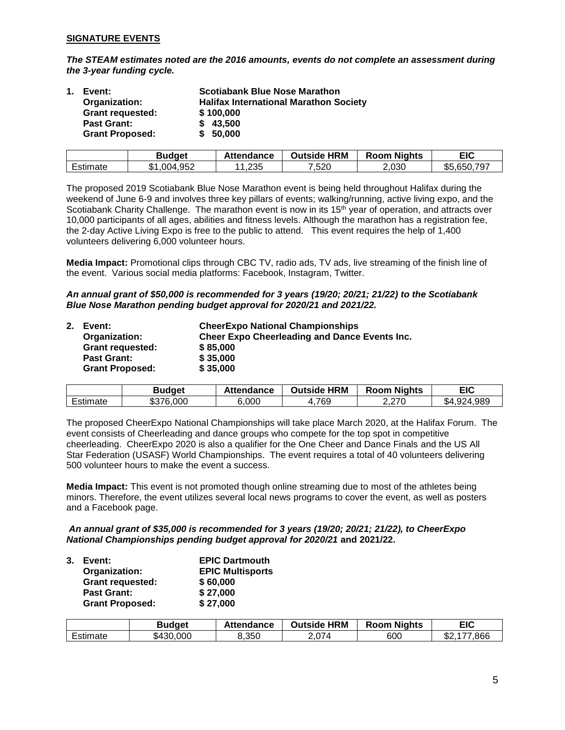**SIGNATURE EVENTS**

***The STEAM estimates noted are the 2016 amounts, events do not complete an assessment during the 3-year funding cycle.***

1. **Event:** **Scotiabank Blue Nose Marathon**
   **Organization:** **Halifax International Marathon Society**
   **Grant requested:** **$ 100,000**
   **Past Grant:** **$ 43,500**
   **Grant Proposed:** **$ 50,000**

| | Budget | Attendance | Outside HRM | Room Nights | EIC |
|---|---|---|---|---|---|
| Estimate | $1,004,952 | 11,235 | 7,520 | 2,030 | $5,650,797 |

The proposed 2019 Scotiabank Blue Nose Marathon event is being held throughout Halifax during the weekend of June 6-9 and involves three key pillars of events; walking/running, active living expo, and the Scotiabank Charity Challenge. The marathon event is now in its 15th year of operation, and attracts over 10,000 participants of all ages, abilities and fitness levels. Although the marathon has a registration fee, the 2-day Active Living Expo is free to the public to attend. This event requires the help of 1,400 volunteers delivering 6,000 volunteer hours.

**Media Impact:** Promotional clips through CBC TV, radio ads, TV ads, live streaming of the finish line of the event. Various social media platforms: Facebook, Instagram, Twitter.

***An annual grant of $50,000 is recommended for 3 years (19/20; 20/21; 21/22) to the Scotiabank Blue Nose Marathon pending budget approval for 2020/21 and 2021/22.***

2. **Event:** **CheerExpo National Championships**
   **Organization:** **Cheer Expo Cheerleading and Dance Events Inc.**
   **Grant requested:** **$ 85,000**
   **Past Grant:** **$ 35,000**
   **Grant Proposed:** **$ 35,000**

| | Budget | Attendance | Outside HRM | Room Nights | EIC |
|---|---|---|---|---|---|
| Estimate | $376,000 | 6,000 | 4,769 | 2,270 | $4,924,989 |

The proposed CheerExpo National Championships will take place March 2020, at the Halifax Forum. The event consists of Cheerleading and dance groups who compete for the top spot in competitive cheerleading. CheerExpo 2020 is also a qualifier for the One Cheer and Dance Finals and the US All Star Federation (USASF) World Championships. The event requires a total of 40 volunteers delivering 500 volunteer hours to make the event a success.

**Media Impact:** This event is not promoted though online streaming due to most of the athletes being minors. Therefore, the event utilizes several local news programs to cover the event, as well as posters and a Facebook page.

***An annual grant of $35,000 is recommended for 3 years (19/20; 20/21; 21/22), to CheerExpo National Championships pending budget approval for 2020/21*** **and 2021/22.**

3. **Event:** **EPIC Dartmouth**
   **Organization:** **EPIC Multisports**
   **Grant requested:** **$ 60,000**
   **Past Grant:** **$ 27,000**
   **Grant Proposed:** **$ 27,000**

| | Budget | Attendance | Outside HRM | Room Nights | EIC |
|---|---|---|---|---|---|
| Estimate | $430,000 | 8,350 | 2,074 | 600 | $2,177,866 |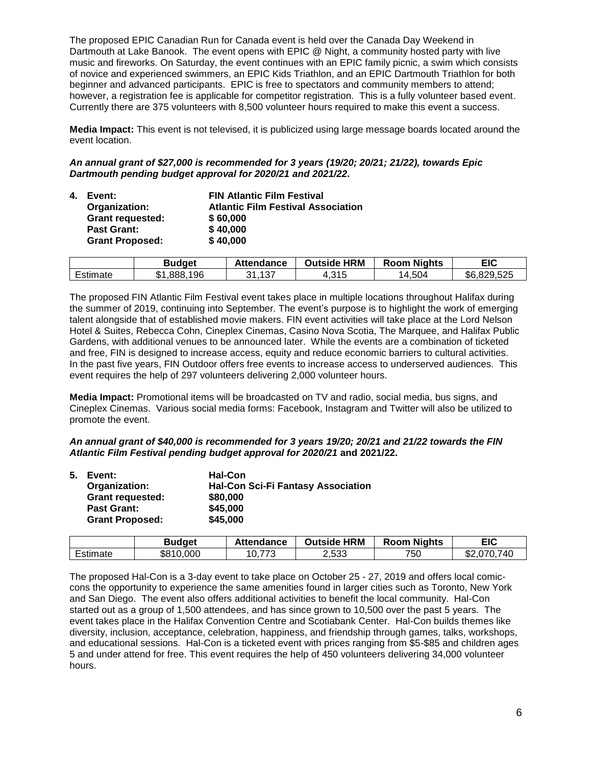The proposed EPIC Canadian Run for Canada event is held over the Canada Day Weekend in Dartmouth at Lake Banook. The event opens with EPIC @ Night, a community hosted party with live music and fireworks. On Saturday, the event continues with an EPIC family picnic, a swim which consists of novice and experienced swimmers, an EPIC Kids Triathlon, and an EPIC Dartmouth Triathlon for both beginner and advanced participants. EPIC is free to spectators and community members to attend; however, a registration fee is applicable for competitor registration. This is a fully volunteer based event. Currently there are 375 volunteers with 8,500 volunteer hours required to make this event a success.

**Media Impact:** This event is not televised, it is publicized using large message boards located around the event location.

***An annual grant of $27,000 is recommended for 3 years (19/20; 20/21; 21/22), towards Epic Dartmouth pending budget approval for 2020/21 and 2021/22.***

**4. Event:** **FIN Atlantic Film Festival**
**Organization:** **Atlantic Film Festival Association**
**Grant requested:** **$ 60,000**
**Past Grant:** **$ 40,000**
**Grant Proposed:** **$ 40,000**

| | Budget | Attendance | Outside HRM | Room Nights | EIC |
|---|---|---|---|---|---|
| Estimate | $1,888,196 | 31,137 | 4,315 | 14,504 | $6,829,525 |

The proposed FIN Atlantic Film Festival event takes place in multiple locations throughout Halifax during the summer of 2019, continuing into September. The event's purpose is to highlight the work of emerging talent alongside that of established movie makers. FIN event activities will take place at the Lord Nelson Hotel & Suites, Rebecca Cohn, Cineplex Cinemas, Casino Nova Scotia, The Marquee, and Halifax Public Gardens, with additional venues to be announced later. While the events are a combination of ticketed and free, FIN is designed to increase access, equity and reduce economic barriers to cultural activities. In the past five years, FIN Outdoor offers free events to increase access to underserved audiences. This event requires the help of 297 volunteers delivering 2,000 volunteer hours.

**Media Impact:** Promotional items will be broadcasted on TV and radio, social media, bus signs, and Cineplex Cinemas. Various social media forms: Facebook, Instagram and Twitter will also be utilized to promote the event.

***An annual grant of $40,000 is recommended for 3 years 19/20; 20/21 and 21/22 towards the FIN Atlantic Film Festival pending budget approval for 2020/21* and 2021/22.**

**5. Event:** **Hal-Con**
**Organization:** **Hal-Con Sci-Fi Fantasy Association**
**Grant requested:** **$80,000**
**Past Grant:** **$45,000**
**Grant Proposed:** **$45,000**

| | Budget | Attendance | Outside HRM | Room Nights | EIC |
|---|---|---|---|---|---|
| Estimate | $810,000 | 10,773 | 2,533 | 750 | $2,070,740 |

The proposed Hal-Con is a 3-day event to take place on October 25 - 27, 2019 and offers local comic-cons the opportunity to experience the same amenities found in larger cities such as Toronto, New York and San Diego. The event also offers additional activities to benefit the local community. Hal-Con started out as a group of 1,500 attendees, and has since grown to 10,500 over the past 5 years. The event takes place in the Halifax Convention Centre and Scotiabank Center. Hal-Con builds themes like diversity, inclusion, acceptance, celebration, happiness, and friendship through games, talks, workshops, and educational sessions. Hal-Con is a ticketed event with prices ranging from $5-$85 and children ages 5 and under attend for free. This event requires the help of 450 volunteers delivering 34,000 volunteer hours.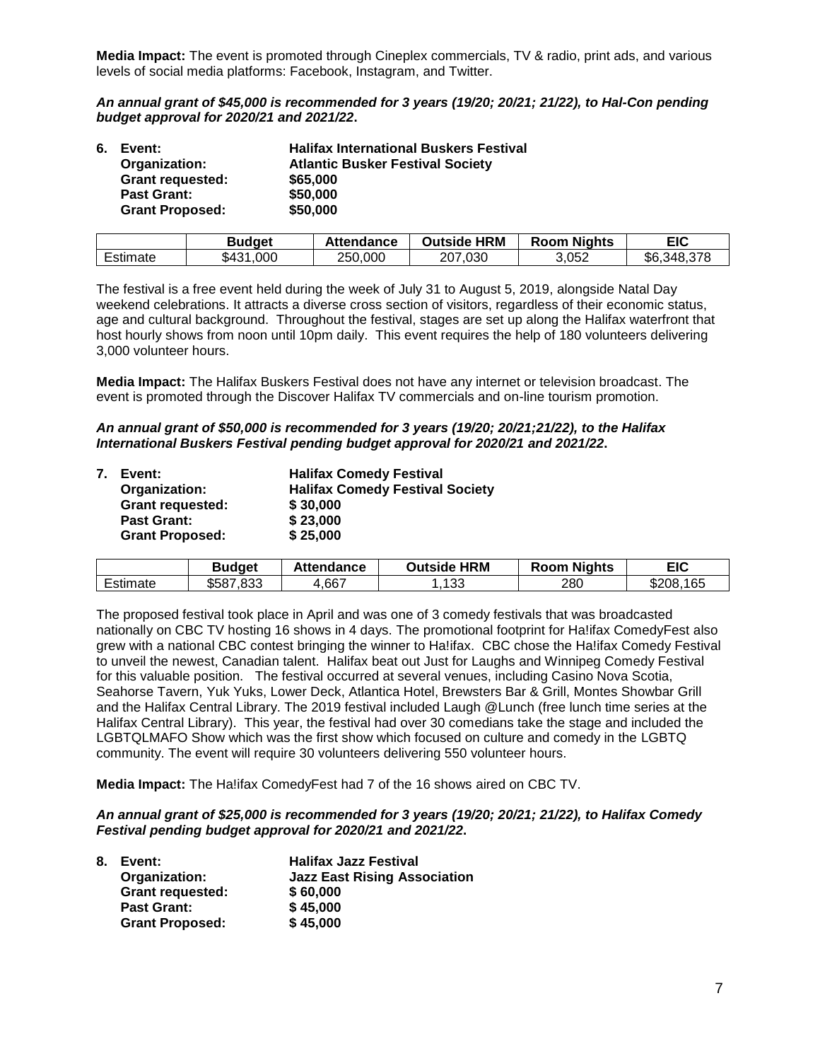**Media Impact:** The event is promoted through Cineplex commercials, TV & radio, print ads, and various levels of social media platforms: Facebook, Instagram, and Twitter.

***An annual grant of $45,000 is recommended for 3 years (19/20; 20/21; 21/22), to Hal-Con pending budget approval for 2020/21 and 2021/22.***

**6. Event:** **Halifax International Buskers Festival**
**Organization:** **Atlantic Busker Festival Society**
**Grant requested:** **$65,000**
**Past Grant:** **$50,000**
**Grant Proposed:** **$50,000**

| | Budget | Attendance | Outside HRM | Room Nights | EIC |
|---|---|---|---|---|---|
| Estimate | $431,000 | 250,000 | 207,030 | 3,052 | $6,348,378 |

The festival is a free event held during the week of July 31 to August 5, 2019, alongside Natal Day weekend celebrations. It attracts a diverse cross section of visitors, regardless of their economic status, age and cultural background. Throughout the festival, stages are set up along the Halifax waterfront that host hourly shows from noon until 10pm daily. This event requires the help of 180 volunteers delivering 3,000 volunteer hours.

**Media Impact:** The Halifax Buskers Festival does not have any internet or television broadcast. The event is promoted through the Discover Halifax TV commercials and on-line tourism promotion.

***An annual grant of $50,000 is recommended for 3 years (19/20; 20/21;21/22), to the Halifax International Buskers Festival pending budget approval for 2020/21 and 2021/22.***

**7. Event:** **Halifax Comedy Festival**
**Organization:** **Halifax Comedy Festival Society**
**Grant requested:** **$ 30,000**
**Past Grant:** **$ 23,000**
**Grant Proposed:** **$ 25,000**

| | Budget | Attendance | Outside HRM | Room Nights | EIC |
|---|---|---|---|---|---|
| Estimate | $587,833 | 4,667 | 1,133 | 280 | $208,165 |

The proposed festival took place in April and was one of 3 comedy festivals that was broadcasted nationally on CBC TV hosting 16 shows in 4 days. The promotional footprint for Ha!ifax ComedyFest also grew with a national CBC contest bringing the winner to Ha!ifax. CBC chose the Ha!ifax Comedy Festival to unveil the newest, Canadian talent. Halifax beat out Just for Laughs and Winnipeg Comedy Festival for this valuable position. The festival occurred at several venues, including Casino Nova Scotia, Seahorse Tavern, Yuk Yuks, Lower Deck, Atlantica Hotel, Brewsters Bar & Grill, Montes Showbar Grill and the Halifax Central Library. The 2019 festival included Laugh @Lunch (free lunch time series at the Halifax Central Library). This year, the festival had over 30 comedians take the stage and included the LGBTQLMAFO Show which was the first show which focused on culture and comedy in the LGBTQ community. The event will require 30 volunteers delivering 550 volunteer hours.

**Media Impact:** The Ha!ifax ComedyFest had 7 of the 16 shows aired on CBC TV.

***An annual grant of $25,000 is recommended for 3 years (19/20; 20/21; 21/22), to Halifax Comedy Festival pending budget approval for 2020/21 and 2021/22.***

**8. Event:** **Halifax Jazz Festival**
**Organization:** **Jazz East Rising Association**
**Grant requested:** **$ 60,000**
**Past Grant:** **$ 45,000**
**Grant Proposed:** **$ 45,000**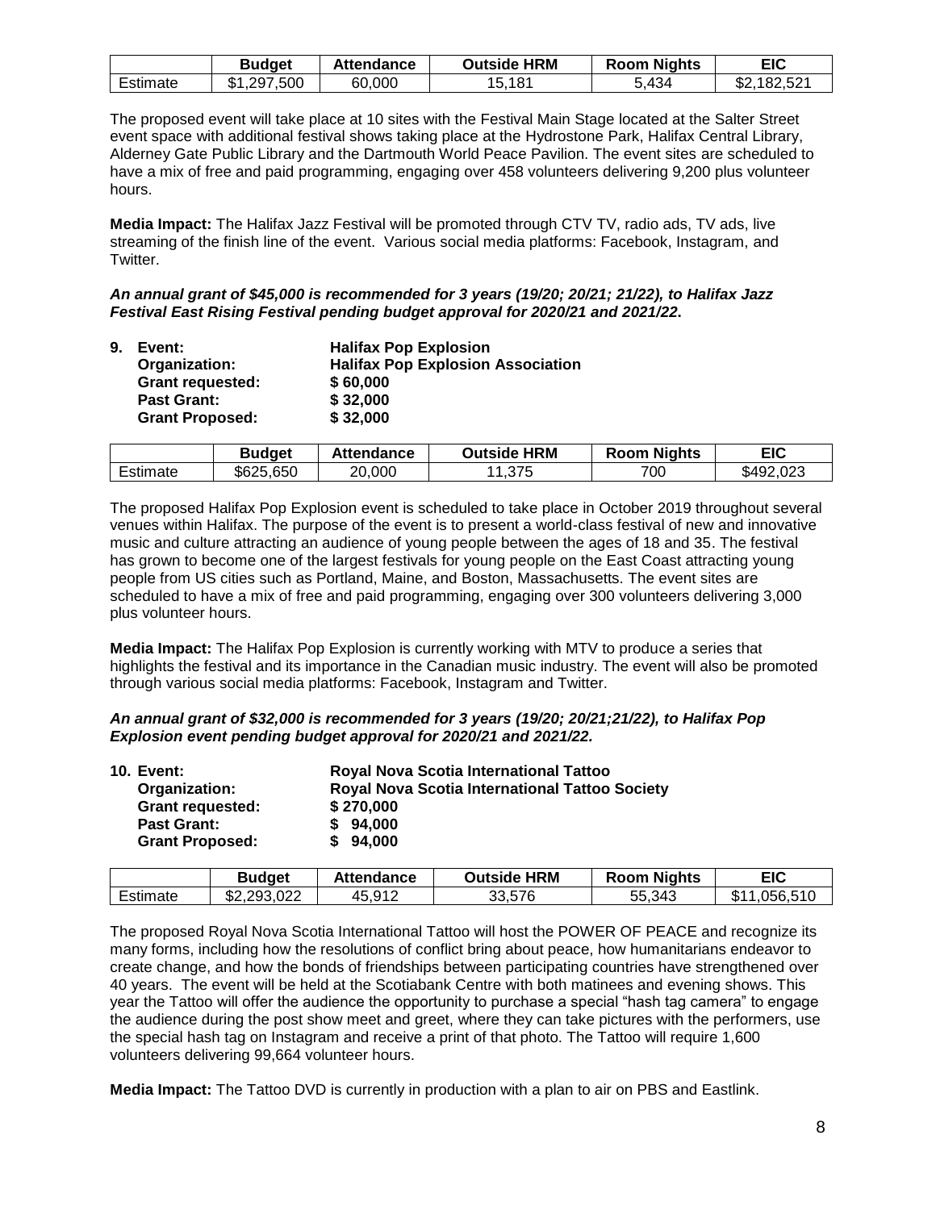| | Budget | Attendance | Outside HRM | Room Nights | EIC |
|---|---|---|---|---|---|
| Estimate | $1,297,500 | 60,000 | 15,181 | 5,434 | $2,182,521 |

The proposed event will take place at 10 sites with the Festival Main Stage located at the Salter Street event space with additional festival shows taking place at the Hydrostone Park, Halifax Central Library, Alderney Gate Public Library and the Dartmouth World Peace Pavilion. The event sites are scheduled to have a mix of free and paid programming, engaging over 458 volunteers delivering 9,200 plus volunteer hours.

**Media Impact:** The Halifax Jazz Festival will be promoted through CTV TV, radio ads, TV ads, live streaming of the finish line of the event. Various social media platforms: Facebook, Instagram, and Twitter.

***An annual grant of $45,000 is recommended for 3 years (19/20; 20/21; 21/22), to Halifax Jazz Festival East Rising Festival pending budget approval for 2020/21 and 2021/22.***

**9. Event:** **Halifax Pop Explosion**
**Organization:** **Halifax Pop Explosion Association**
**Grant requested:** **$ 60,000**
**Past Grant:** **$ 32,000**
**Grant Proposed:** **$ 32,000**

| | Budget | Attendance | Outside HRM | Room Nights | EIC |
|---|---|---|---|---|---|
| Estimate | $625,650 | 20,000 | 11,375 | 700 | $492,023 |

The proposed Halifax Pop Explosion event is scheduled to take place in October 2019 throughout several venues within Halifax. The purpose of the event is to present a world-class festival of new and innovative music and culture attracting an audience of young people between the ages of 18 and 35. The festival has grown to become one of the largest festivals for young people on the East Coast attracting young people from US cities such as Portland, Maine, and Boston, Massachusetts. The event sites are scheduled to have a mix of free and paid programming, engaging over 300 volunteers delivering 3,000 plus volunteer hours.

**Media Impact:** The Halifax Pop Explosion is currently working with MTV to produce a series that highlights the festival and its importance in the Canadian music industry. The event will also be promoted through various social media platforms: Facebook, Instagram and Twitter.

***An annual grant of $32,000 is recommended for 3 years (19/20; 20/21;21/22), to Halifax Pop Explosion event pending budget approval for 2020/21 and 2021/22.***

**10. Event:** **Royal Nova Scotia International Tattoo**
**Organization:** **Royal Nova Scotia International Tattoo Society**
**Grant requested:** **$ 270,000**
**Past Grant:** **$ 94,000**
**Grant Proposed:** **$ 94,000**

| | Budget | Attendance | Outside HRM | Room Nights | EIC |
|---|---|---|---|---|---|
| Estimate | $2,293,022 | 45,912 | 33,576 | 55,343 | $11,056,510 |

The proposed Royal Nova Scotia International Tattoo will host the POWER OF PEACE and recognize its many forms, including how the resolutions of conflict bring about peace, how humanitarians endeavor to create change, and how the bonds of friendships between participating countries have strengthened over 40 years. The event will be held at the Scotiabank Centre with both matinees and evening shows. This year the Tattoo will offer the audience the opportunity to purchase a special "hash tag camera" to engage the audience during the post show meet and greet, where they can take pictures with the performers, use the special hash tag on Instagram and receive a print of that photo. The Tattoo will require 1,600 volunteers delivering 99,664 volunteer hours.

**Media Impact:** The Tattoo DVD is currently in production with a plan to air on PBS and Eastlink.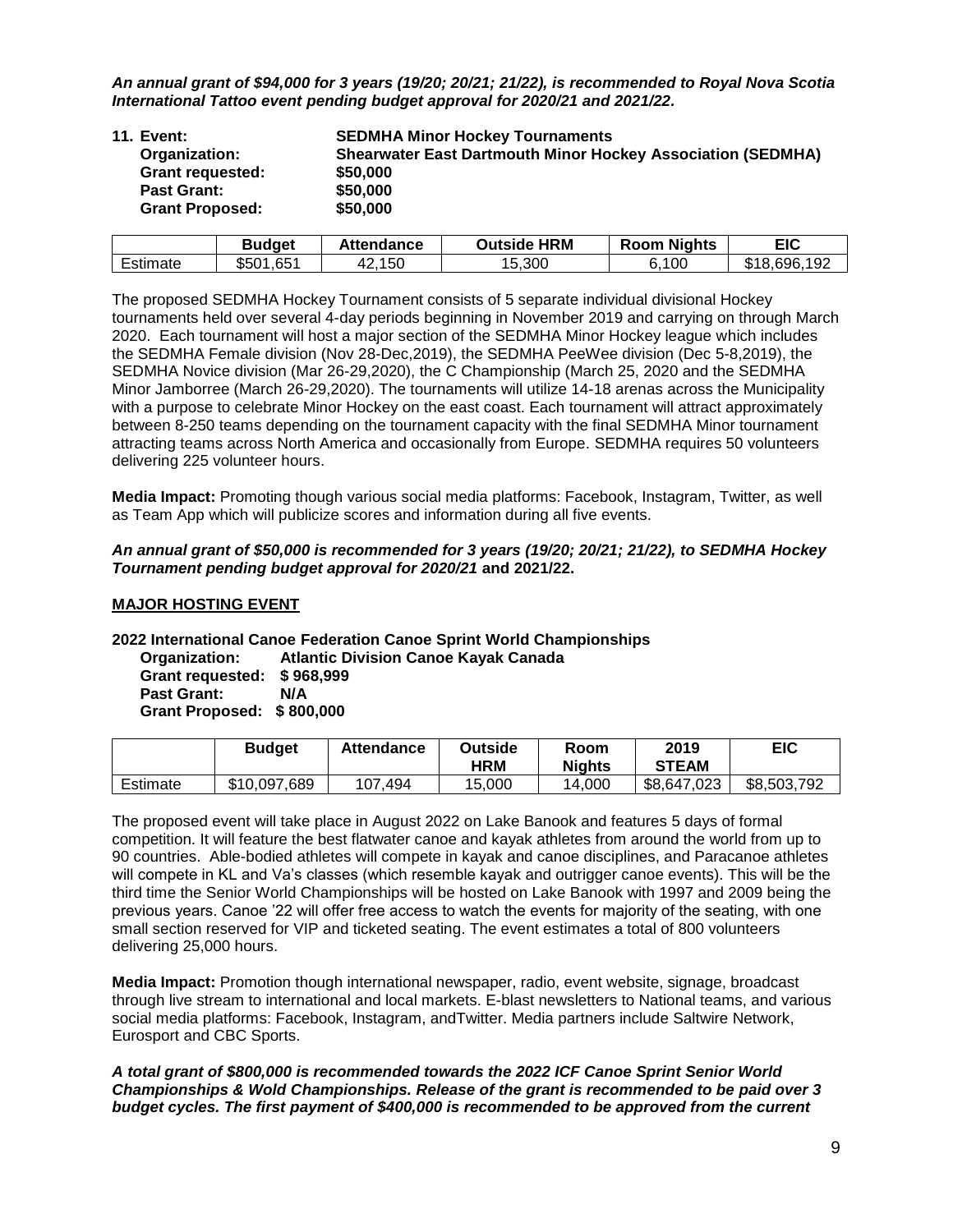***An annual grant of $94,000 for 3 years (19/20; 20/21; 21/22), is recommended to Royal Nova Scotia International Tattoo event pending budget approval for 2020/21 and 2021/22.***

**11. Event:** **SEDMHA Minor Hockey Tournaments**
**Organization:** **Shearwater East Dartmouth Minor Hockey Association (SEDMHA)**
**Grant requested:** **$50,000**
**Past Grant:** **$50,000**
**Grant Proposed:** **$50,000**

| | Budget | Attendance | Outside HRM | Room Nights | EIC |
|---|---|---|---|---|---|
| Estimate | $501,651 | 42,150 | 15,300 | 6,100 | $18,696,192 |

The proposed SEDMHA Hockey Tournament consists of 5 separate individual divisional Hockey tournaments held over several 4-day periods beginning in November 2019 and carrying on through March 2020. Each tournament will host a major section of the SEDMHA Minor Hockey league which includes the SEDMHA Female division (Nov 28-Dec,2019), the SEDMHA PeeWee division (Dec 5-8,2019), the SEDMHA Novice division (Mar 26-29,2020), the C Championship (March 25, 2020 and the SEDMHA Minor Jamborree (March 26-29,2020). The tournaments will utilize 14-18 arenas across the Municipality with a purpose to celebrate Minor Hockey on the east coast. Each tournament will attract approximately between 8-250 teams depending on the tournament capacity with the final SEDMHA Minor tournament attracting teams across North America and occasionally from Europe. SEDMHA requires 50 volunteers delivering 225 volunteer hours.

**Media Impact:** Promoting though various social media platforms: Facebook, Instagram, Twitter, as well as Team App which will publicize scores and information during all five events.

***An annual grant of $50,000 is recommended for 3 years (19/20; 20/21; 21/22), to SEDMHA Hockey Tournament pending budget approval for 2020/21* and 2021/22.**

**MAJOR HOSTING EVENT**

**2022 International Canoe Federation Canoe Sprint World Championships**
**Organization:** **Atlantic Division Canoe Kayak Canada**
**Grant requested:** **$ 968,999**
**Past Grant:** **N/A**
**Grant Proposed:** **$ 800,000**

| | Budget | Attendance | Outside HRM | Room Nights | 2019 STEAM | EIC |
|---|---|---|---|---|---|---|
| Estimate | $10,097,689 | 107,494 | 15,000 | 14,000 | $8,647,023 | $8,503,792 |

The proposed event will take place in August 2022 on Lake Banook and features 5 days of formal competition. It will feature the best flatwater canoe and kayak athletes from around the world from up to 90 countries. Able-bodied athletes will compete in kayak and canoe disciplines, and Paracanoe athletes will compete in KL and Va's classes (which resemble kayak and outrigger canoe events). This will be the third time the Senior World Championships will be hosted on Lake Banook with 1997 and 2009 being the previous years. Canoe '22 will offer free access to watch the events for majority of the seating, with one small section reserved for VIP and ticketed seating. The event estimates a total of 800 volunteers delivering 25,000 hours.

**Media Impact:** Promotion though international newspaper, radio, event website, signage, broadcast through live stream to international and local markets. E-blast newsletters to National teams, and various social media platforms: Facebook, Instagram, andTwitter. Media partners include Saltwire Network, Eurosport and CBC Sports.

***A total grant of $800,000 is recommended towards the 2022 ICF Canoe Sprint Senior World Championships & Wold Championships. Release of the grant is recommended to be paid over 3 budget cycles. The first payment of $400,000 is recommended to be approved from the current***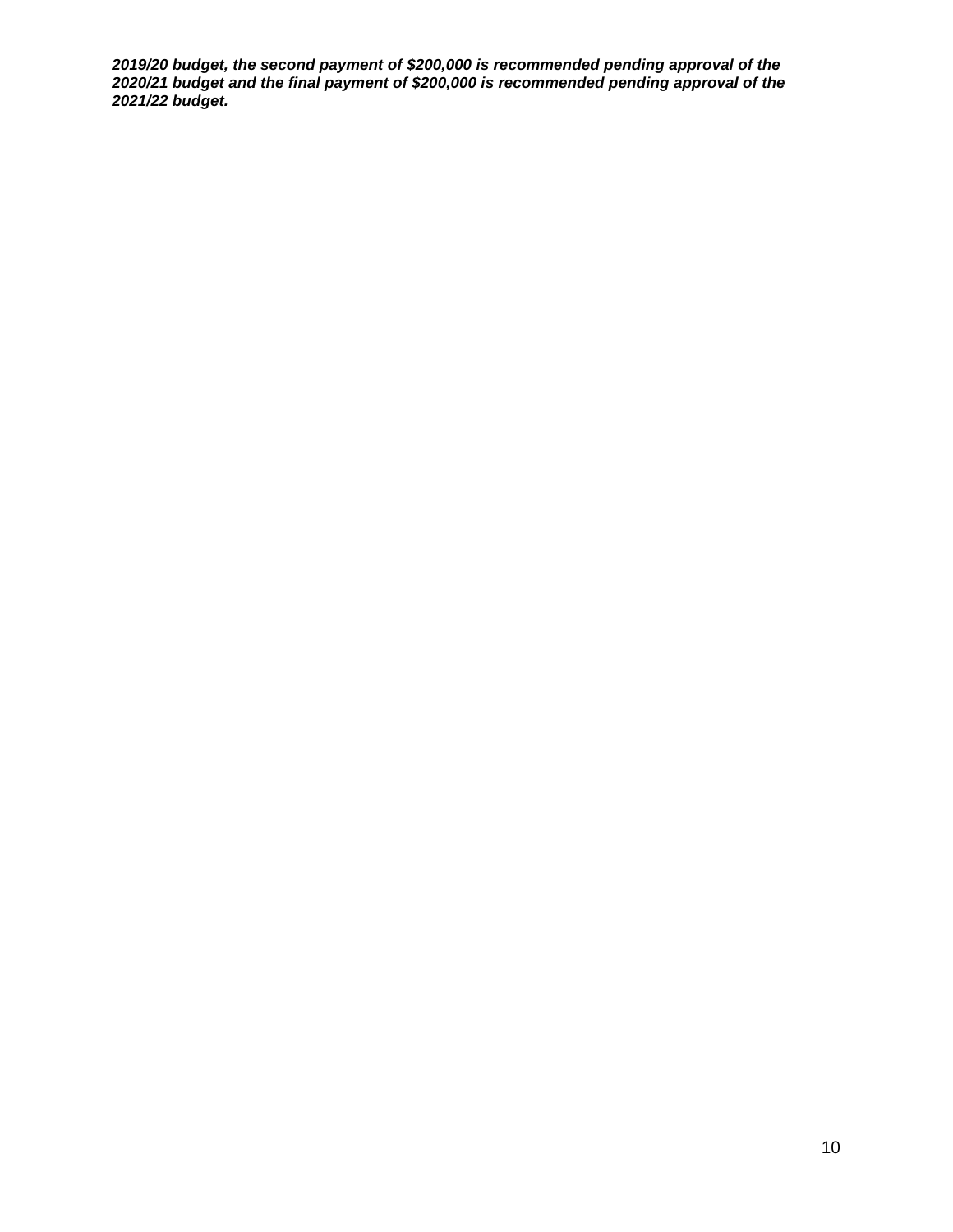***2019/20 budget, the second payment of $200,000 is recommended pending approval of the 2020/21 budget and the final payment of $200,000 is recommended pending approval of the 2021/22 budget.***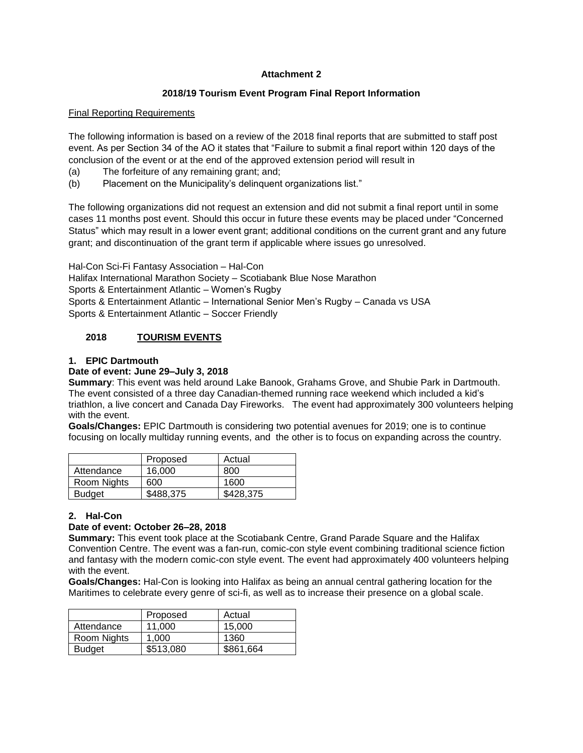**Attachment 2**

**2018/19 Tourism Event Program Final Report Information**

Final Reporting Requirements

The following information is based on a review of the 2018 final reports that are submitted to staff post event. As per Section 34 of the AO it states that "Failure to submit a final report within 120 days of the conclusion of the event or at the end of the approved extension period will result in

(a) The forfeiture of any remaining grant; and;

(b) Placement on the Municipality's delinquent organizations list."

The following organizations did not request an extension and did not submit a final report until in some cases 11 months post event. Should this occur in future these events may be placed under "Concerned Status" which may result in a lower event grant; additional conditions on the current grant and any future grant; and discontinuation of the grant term if applicable where issues go unresolved.

Hal-Con Sci-Fi Fantasy Association – Hal-Con
Halifax International Marathon Society – Scotiabank Blue Nose Marathon
Sports & Entertainment Atlantic – Women's Rugby
Sports & Entertainment Atlantic – International Senior Men's Rugby – Canada vs USA
Sports & Entertainment Atlantic – Soccer Friendly

## 2018 TOURISM EVENTS

### 1. EPIC Dartmouth

**Date of event: June 29–July 3, 2018**

**Summary**: This event was held around Lake Banook, Grahams Grove, and Shubie Park in Dartmouth. The event consisted of a three day Canadian-themed running race weekend which included a kid's triathlon, a live concert and Canada Day Fireworks. The event had approximately 300 volunteers helping with the event.

**Goals/Changes:** EPIC Dartmouth is considering two potential avenues for 2019; one is to continue focusing on locally multiday running events, and the other is to focus on expanding across the country.

| | Proposed | Actual |
|---|---|---|
| Attendance | 16,000 | 800 |
| Room Nights | 600 | 1600 |
| Budget | $488,375 | $428,375 |

### 2. Hal-Con

**Date of event: October 26–28, 2018**

**Summary:** This event took place at the Scotiabank Centre, Grand Parade Square and the Halifax Convention Centre. The event was a fan-run, comic-con style event combining traditional science fiction and fantasy with the modern comic-con style event. The event had approximately 400 volunteers helping with the event.

**Goals/Changes:** Hal-Con is looking into Halifax as being an annual central gathering location for the Maritimes to celebrate every genre of sci-fi, as well as to increase their presence on a global scale.

| | Proposed | Actual |
|---|---|---|
| Attendance | 11,000 | 15,000 |
| Room Nights | 1,000 | 1360 |
| Budget | $513,080 | $861,664 |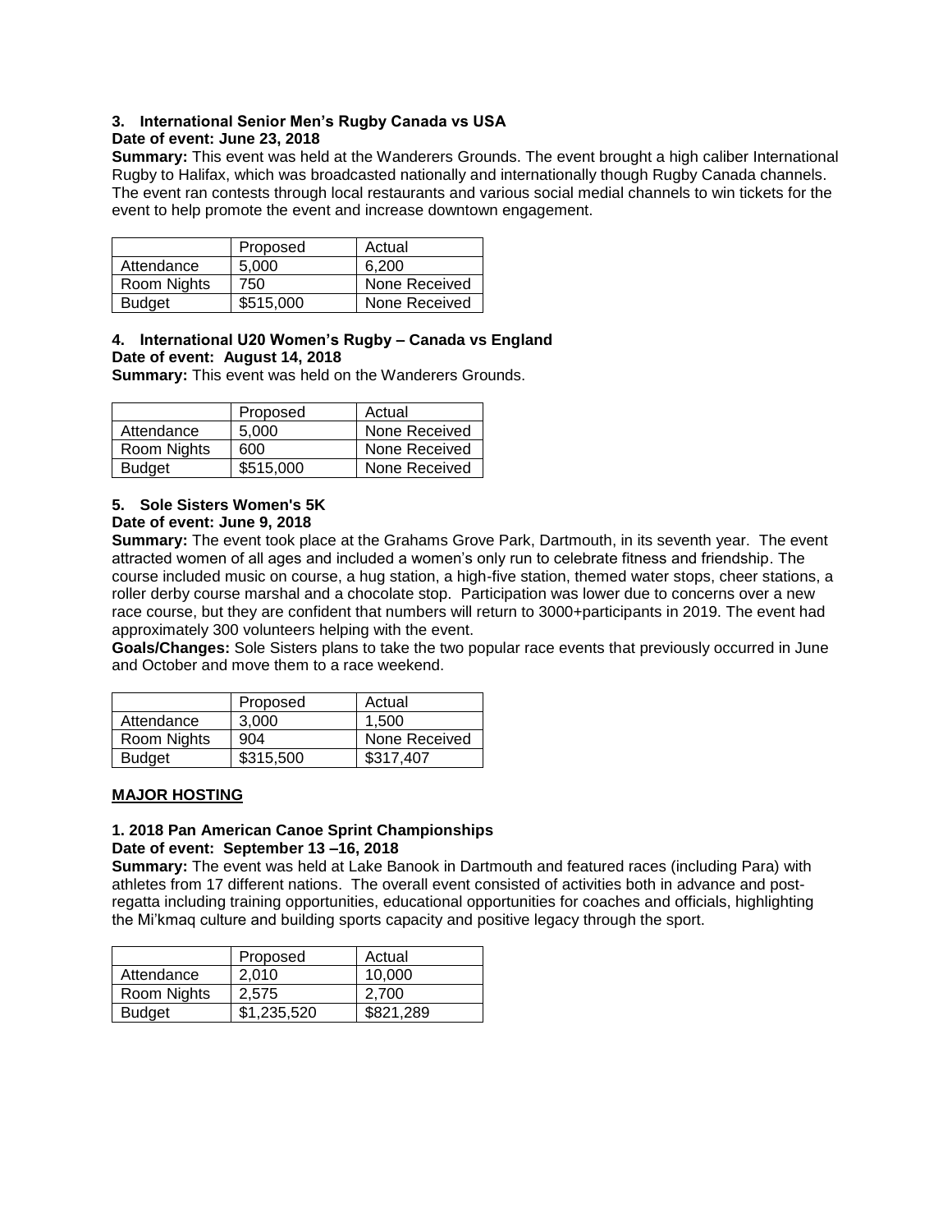### 3. International Senior Men's Rugby Canada vs USA

**Date of event: June 23, 2018**

**Summary:** This event was held at the Wanderers Grounds. The event brought a high caliber International Rugby to Halifax, which was broadcasted nationally and internationally though Rugby Canada channels. The event ran contests through local restaurants and various social medial channels to win tickets for the event to help promote the event and increase downtown engagement.

| | Proposed | Actual |
|---|---|---|
| Attendance | 5,000 | 6,200 |
| Room Nights | 750 | None Received |
| Budget | \$515,000 | None Received |

### 4. International U20 Women's Rugby – Canada vs England

**Date of event: August 14, 2018**

**Summary:** This event was held on the Wanderers Grounds.

| | Proposed | Actual |
|---|---|---|
| Attendance | 5,000 | None Received |
| Room Nights | 600 | None Received |
| Budget | \$515,000 | None Received |

### 5. Sole Sisters Women's 5K

**Date of event: June 9, 2018**

**Summary:** The event took place at the Grahams Grove Park, Dartmouth, in its seventh year. The event attracted women of all ages and included a women's only run to celebrate fitness and friendship. The course included music on course, a hug station, a high-five station, themed water stops, cheer stations, a roller derby course marshal and a chocolate stop. Participation was lower due to concerns over a new race course, but they are confident that numbers will return to 3000+participants in 2019. The event had approximately 300 volunteers helping with the event.

**Goals/Changes:** Sole Sisters plans to take the two popular race events that previously occurred in June and October and move them to a race weekend.

| | Proposed | Actual |
|---|---|---|
| Attendance | 3,000 | 1,500 |
| Room Nights | 904 | None Received |
| Budget | \$315,500 | \$317,407 |

## MAJOR HOSTING

### 1. 2018 Pan American Canoe Sprint Championships

**Date of event: September 13 –16, 2018**

**Summary:** The event was held at Lake Banook in Dartmouth and featured races (including Para) with athletes from 17 different nations. The overall event consisted of activities both in advance and post-regatta including training opportunities, educational opportunities for coaches and officials, highlighting the Mi'kmaq culture and building sports capacity and positive legacy through the sport.

| | Proposed | Actual |
|---|---|---|
| Attendance | 2,010 | 10,000 |
| Room Nights | 2,575 | 2,700 |
| Budget | \$1,235,520 | \$821,289 |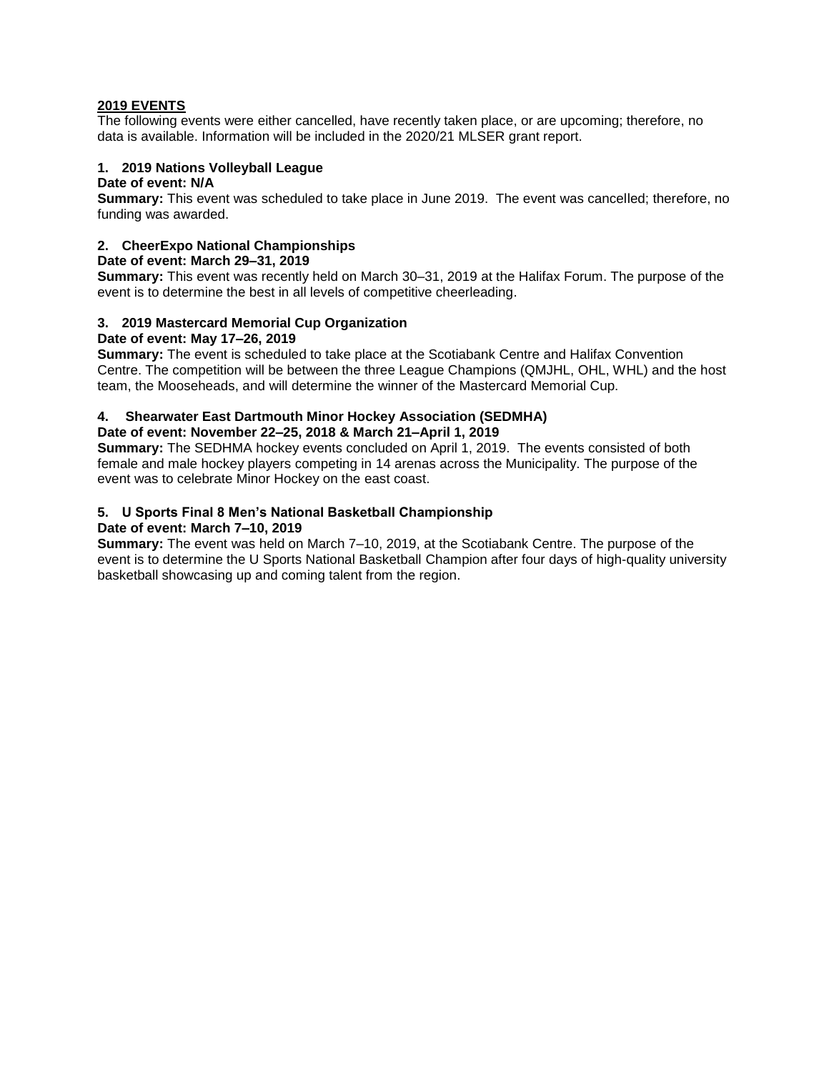## 2019 EVENTS

The following events were either cancelled, have recently taken place, or are upcoming; therefore, no data is available. Information will be included in the 2020/21 MLSER grant report.

### 1. 2019 Nations Volleyball League

**Date of event: N/A**

**Summary:** This event was scheduled to take place in June 2019. The event was cancelled; therefore, no funding was awarded.

### 2. CheerExpo National Championships

**Date of event: March 29–31, 2019**

**Summary:** This event was recently held on March 30–31, 2019 at the Halifax Forum. The purpose of the event is to determine the best in all levels of competitive cheerleading.

### 3. 2019 Mastercard Memorial Cup Organization

**Date of event: May 17–26, 2019**

**Summary:** The event is scheduled to take place at the Scotiabank Centre and Halifax Convention Centre. The competition will be between the three League Champions (QMJHL, OHL, WHL) and the host team, the Mooseheads, and will determine the winner of the Mastercard Memorial Cup.

### 4. Shearwater East Dartmouth Minor Hockey Association (SEDMHA)

**Date of event: November 22–25, 2018 & March 21–April 1, 2019**

**Summary:** The SEDHMA hockey events concluded on April 1, 2019. The events consisted of both female and male hockey players competing in 14 arenas across the Municipality. The purpose of the event was to celebrate Minor Hockey on the east coast.

### 5. U Sports Final 8 Men's National Basketball Championship

**Date of event: March 7–10, 2019**

**Summary:** The event was held on March 7–10, 2019, at the Scotiabank Centre. The purpose of the event is to determine the U Sports National Basketball Champion after four days of high-quality university basketball showcasing up and coming talent from the region.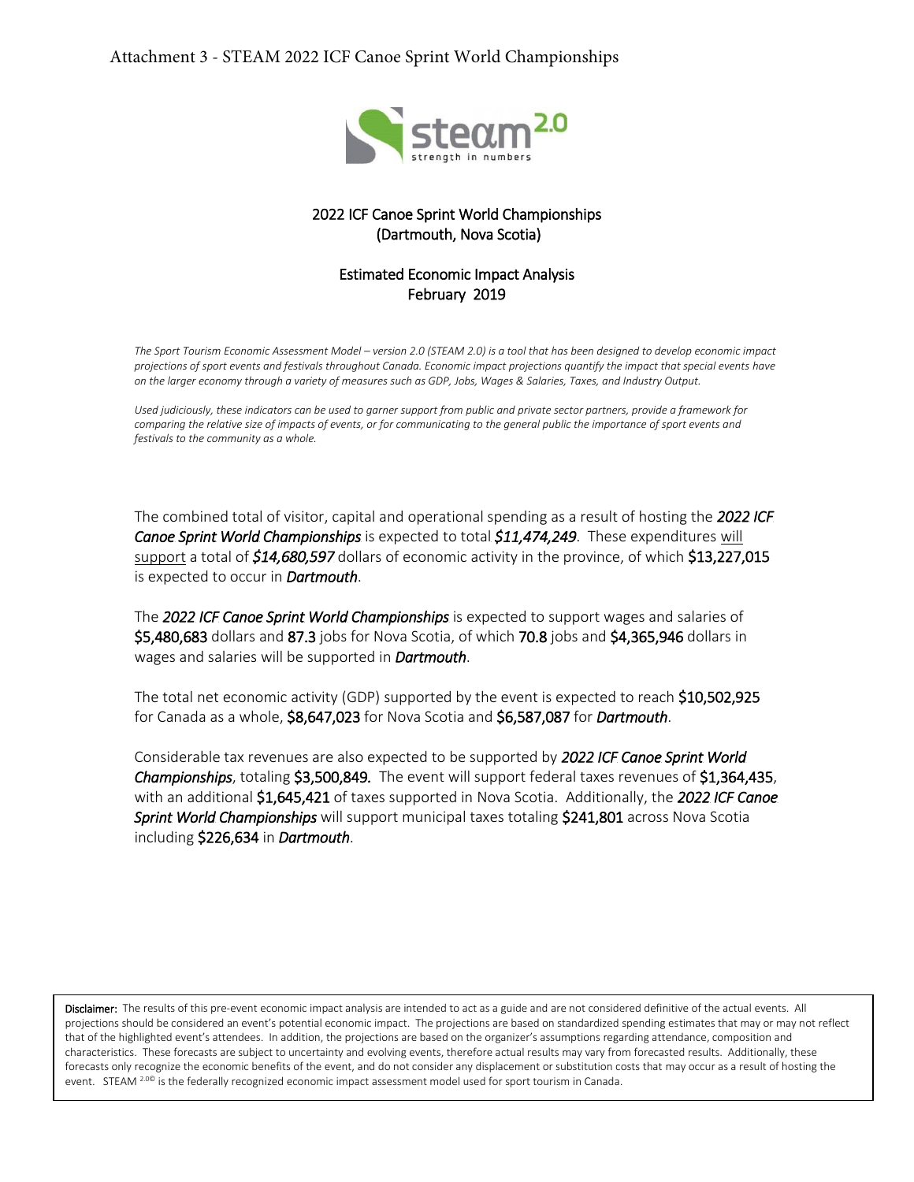Attachment 3 - STEAM 2022 ICF Canoe Sprint World Championships

steam[2.0]
strength in numbers

## 2022 ICF Canoe Sprint World Championships (Dartmouth, Nova Scotia)

## Estimated Economic Impact Analysis February 2019

*The Sport Tourism Economic Assessment Model – version 2.0 (STEAM 2.0) is a tool that has been designed to develop economic impact projections of sport events and festivals throughout Canada. Economic impact projections quantify the impact that special events have on the larger economy through a variety of measures such as GDP, Jobs, Wages & Salaries, Taxes, and Industry Output.*

*Used judiciously, these indicators can be used to garner support from public and private sector partners, provide a framework for comparing the relative size of impacts of events, or for communicating to the general public the importance of sport events and festivals to the community as a whole.*

The combined total of visitor, capital and operational spending as a result of hosting the ***2022 ICF Canoe Sprint World Championships*** is expected to total ***$11,474,249***. These expenditures will support a total of ***$14,680,597*** dollars of economic activity in the province, of which $13,227,015 is expected to occur in ***Dartmouth***.

The ***2022 ICF Canoe Sprint World Championships*** is expected to support wages and salaries of $5,480,683 dollars and 87.3 jobs for Nova Scotia, of which 70.8 jobs and $4,365,946 dollars in wages and salaries will be supported in ***Dartmouth***.

The total net economic activity (GDP) supported by the event is expected to reach $10,502,925 for Canada as a whole, $8,647,023 for Nova Scotia and $6,587,087 for ***Dartmouth***.

Considerable tax revenues are also expected to be supported by ***2022 ICF Canoe Sprint World Championships***, totaling $3,500,849. The event will support federal taxes revenues of $1,364,435, with an additional $1,645,421 of taxes supported in Nova Scotia. Additionally, the ***2022 ICF Canoe Sprint World Championships*** will support municipal taxes totaling $241,801 across Nova Scotia including $226,634 in ***Dartmouth***.

**Disclaimer:** The results of this pre-event economic impact analysis are intended to act as a guide and are not considered definitive of the actual events. All projections should be considered an event's potential economic impact. The projections are based on standardized spending estimates that may or may not reflect that of the highlighted event's attendees. In addition, the projections are based on the organizer's assumptions regarding attendance, composition and characteristics. These forecasts are subject to uncertainty and evolving events, therefore actual results may vary from forecasted results. Additionally, these forecasts only recognize the economic benefits of the event, and do not consider any displacement or substitution costs that may occur as a result of hosting the event. STEAM [2.0©] is the federally recognized economic impact assessment model used for sport tourism in Canada.